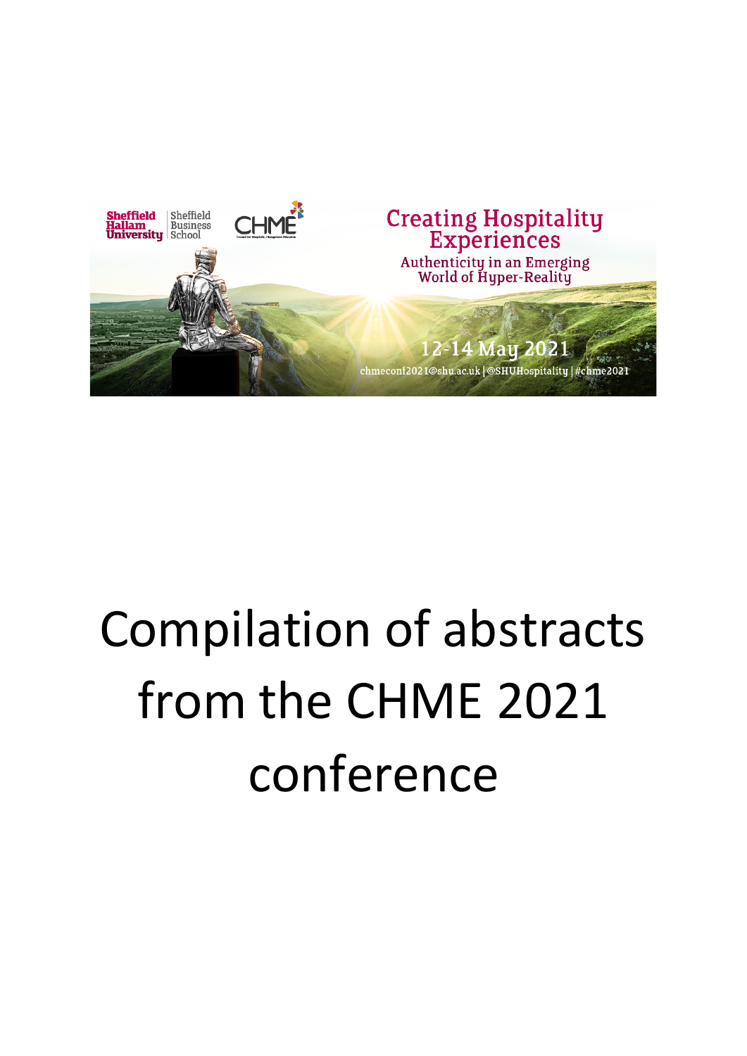Sheffield Hallam University | Sheffield Business School

CHME

# Creating Hospitality Experiences

Authenticity in an Emerging World of Hyper-Reality

12-14 May 2021

chmeconf2021@shu.ac.uk | @SHUHospitality | #chme2021

# Compilation of abstracts from the CHME 2021 conference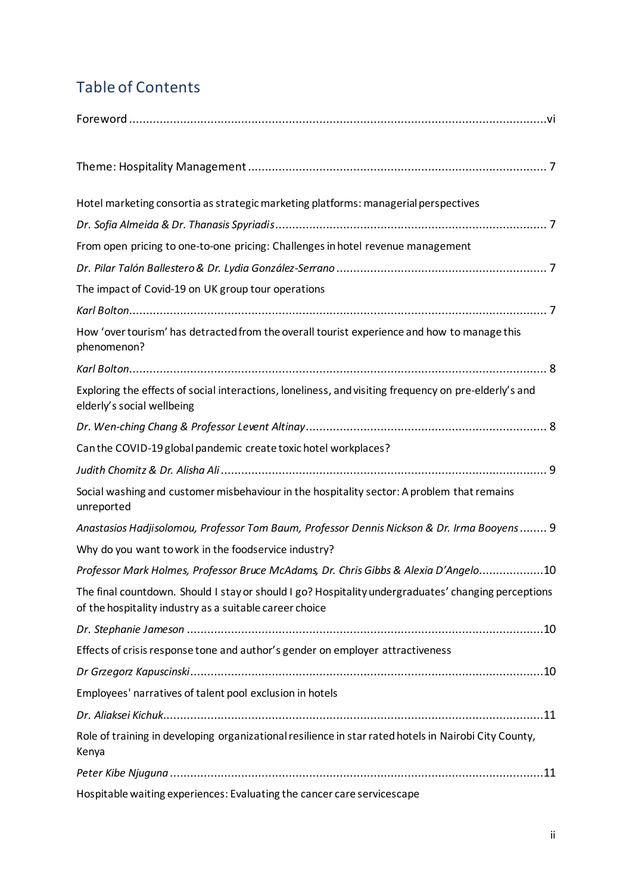## Table of Contents

Foreword ........................................................................................................................vi

Theme: Hospitality Management ........................................................................................ 7

Hotel marketing consortia as strategic marketing platforms: managerial perspectives

*Dr. Sofia Almeida & Dr. Thanasis Spyriadis* ................................................................................ 7

From open pricing to one-to-one pricing: Challenges in hotel revenue management

*Dr. Pilar Talón Ballestero & Dr. Lydia González-Serrano* .............................................................. 7

The impact of Covid-19 on UK group tour operations

*Karl Bolton* ............................................................................................................................ 7

How 'over tourism' has detracted from the overall tourist experience and how to manage this phenomenon?

*Karl Bolton* ............................................................................................................................ 8

Exploring the effects of social interactions, loneliness, and visiting frequency on pre-elderly's and elderly's social wellbeing

*Dr. Wen-ching Chang & Professor Levent Altinay* ....................................................................... 8

Can the COVID-19 global pandemic create toxic hotel workplaces?

*Judith Chomitz & Dr. Alisha Ali* ................................................................................................ 9

Social washing and customer misbehaviour in the hospitality sector: A problem that remains unreported

*Anastasios Hadjisolomou, Professor Tom Baum, Professor Dennis Nickson & Dr. Irma Booyens* ........ 9

Why do you want to work in the foodservice industry?

*Professor Mark Holmes, Professor Bruce McAdams, Dr. Chris Gibbs & Alexia D'Angelo* ...................10

The final countdown. Should I stay or should I go? Hospitality undergraduates' changing perceptions of the hospitality industry as a suitable career choice

*Dr. Stephanie Jameson* ..........................................................................................................10

Effects of crisis response tone and author's gender on employer attractiveness

*Dr Grzegorz Kapuscinski* ........................................................................................................10

Employees' narratives of talent pool exclusion in hotels

*Dr. Aliaksei Kichuk* ................................................................................................................11

Role of training in developing organizational resilience in star rated hotels in Nairobi City County, Kenya

*Peter Kibe Njuguna* ...............................................................................................................11

Hospitable waiting experiences: Evaluating the cancer care servicescape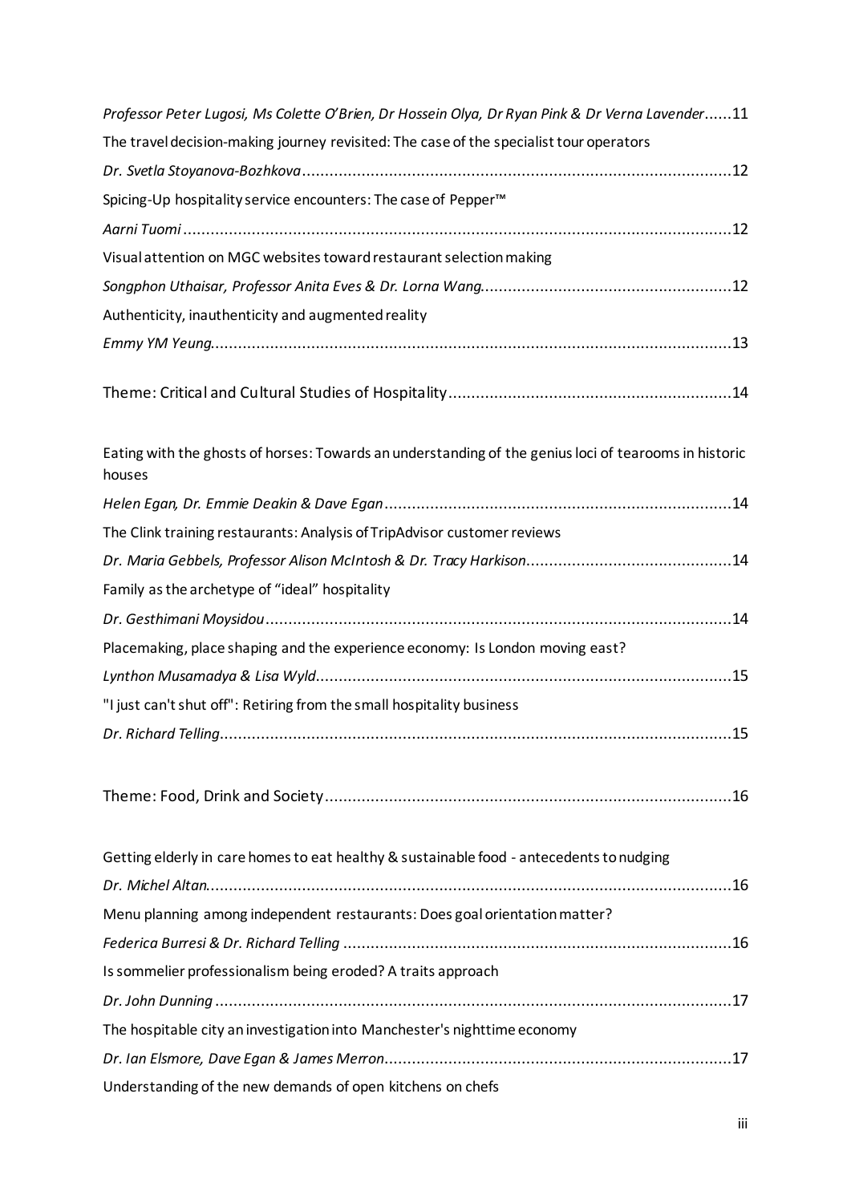*Professor Peter Lugosi, Ms Colette O'Brien, Dr Hossein Olya, Dr Ryan Pink & Dr Verna Lavender*......11

The travel decision-making journey revisited: The case of the specialist tour operators

*Dr. Svetla Stoyanova-Bozhkova*......12

Spicing-Up hospitality service encounters: The case of Pepper™

*Aarni Tuomi*......12

Visual attention on MGC websites toward restaurant selection making

*Songphon Uthaisar, Professor Anita Eves & Dr. Lorna Wang*......12

Authenticity, inauthenticity and augmented reality

*Emmy YM Yeung*......13

## Theme: Critical and Cultural Studies of Hospitality......14

Eating with the ghosts of horses: Towards an understanding of the genius loci of tearooms in historic houses

*Helen Egan, Dr. Emmie Deakin & Dave Egan*......14

The Clink training restaurants: Analysis of TripAdvisor customer reviews

*Dr. Maria Gebbels, Professor Alison McIntosh & Dr. Tracy Harkison*......14

Family as the archetype of "ideal" hospitality

*Dr. Gesthimani Moysidou*......14

Placemaking, place shaping and the experience economy: Is London moving east?

*Lynthon Musamadya & Lisa Wyld*......15

"I just can't shut off": Retiring from the small hospitality business

*Dr. Richard Telling*......15

## Theme: Food, Drink and Society......16

Getting elderly in care homes to eat healthy & sustainable food - antecedents to nudging

*Dr. Michel Altan*......16

Menu planning among independent restaurants: Does goal orientation matter?

*Federica Burresi & Dr. Richard Telling*......16

Is sommelier professionalism being eroded? A traits approach

*Dr. John Dunning*......17

The hospitable city an investigation into Manchester's nighttime economy

*Dr. Ian Elsmore, Dave Egan & James Merron*......17

Understanding of the new demands of open kitchens on chefs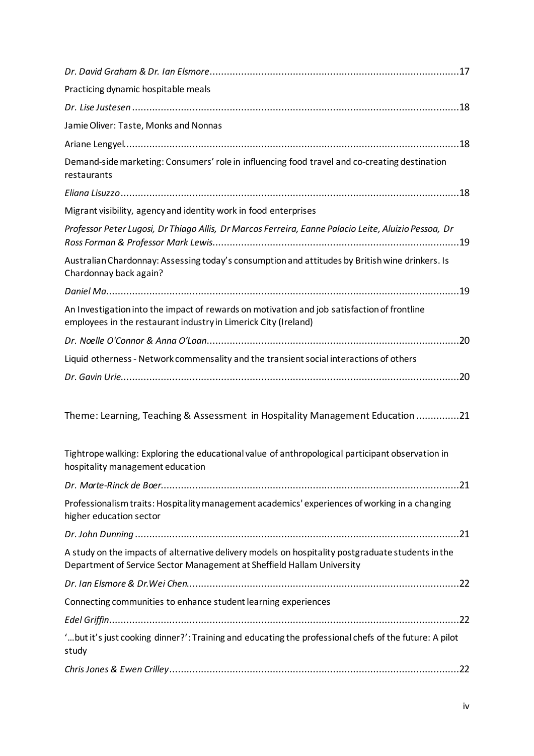*Dr. David Graham & Dr. Ian Elsmore*.......................................................................................17

Practicing dynamic hospitable meals

*Dr. Lise Justesen*..................................................................................................................18

Jamie Oliver: Taste, Monks and Nonnas

Ariane Lengyel......................................................................................................................18

Demand-side marketing: Consumers' role in influencing food travel and co-creating destination restaurants

*Eliana Lisuzzo*......................................................................................................................18

Migrant visibility, agency and identity work in food enterprises

*Professor Peter Lugosi, Dr Thiago Allis, Dr Marcos Ferreira, Eanne Palacio Leite, Aluizio Pessoa, Dr Ross Forman & Professor Mark Lewis*......................................................................................19

Australian Chardonnay: Assessing today's consumption and attitudes by British wine drinkers. Is Chardonnay back again?

*Daniel Ma*...........................................................................................................................19

An Investigation into the impact of rewards on motivation and job satisfaction of frontline employees in the restaurant industry in Limerick City (Ireland)

*Dr. Noelle O'Connor & Anna O'Loan*........................................................................................20

Liquid otherness - Network commensality and the transient social interactions of others

*Dr. Gavin Urie*......................................................................................................................20

## Theme: Learning, Teaching & Assessment in Hospitality Management Education ...............21

Tightrope walking: Exploring the educational value of anthropological participant observation in hospitality management education

*Dr. Marte-Rinck de Boer*........................................................................................................21

Professionalism traits: Hospitality management academics' experiences of working in a changing higher education sector

*Dr. John Dunning*.................................................................................................................21

A study on the impacts of alternative delivery models on hospitality postgraduate students in the Department of Service Sector Management at Sheffield Hallam University

*Dr. Ian Elsmore & Dr.Wei Chen*...............................................................................................22

Connecting communities to enhance student learning experiences

*Edel Griffin*..........................................................................................................................22

'…but it's just cooking dinner?': Training and educating the professional chefs of the future: A pilot study

*Chris Jones & Ewen Crilley*.....................................................................................................22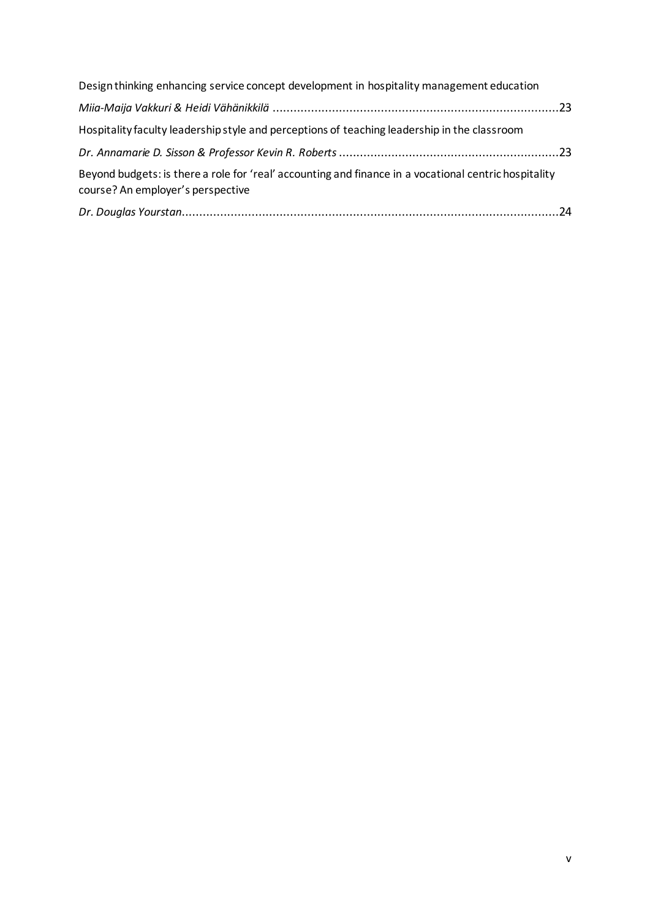Design thinking enhancing service concept development in hospitality management education

*Miia-Maija Vakkuri & Heidi Vähänikkilä* ..................................................................................23

Hospitality faculty leadership style and perceptions of teaching leadership in the classroom

*Dr. Annamarie D. Sisson & Professor Kevin R. Roberts* ...............................................................23

Beyond budgets: is there a role for 'real' accounting and finance in a vocational centric hospitality course? An employer's perspective

*Dr. Douglas Yourstan*...........................................................................................................24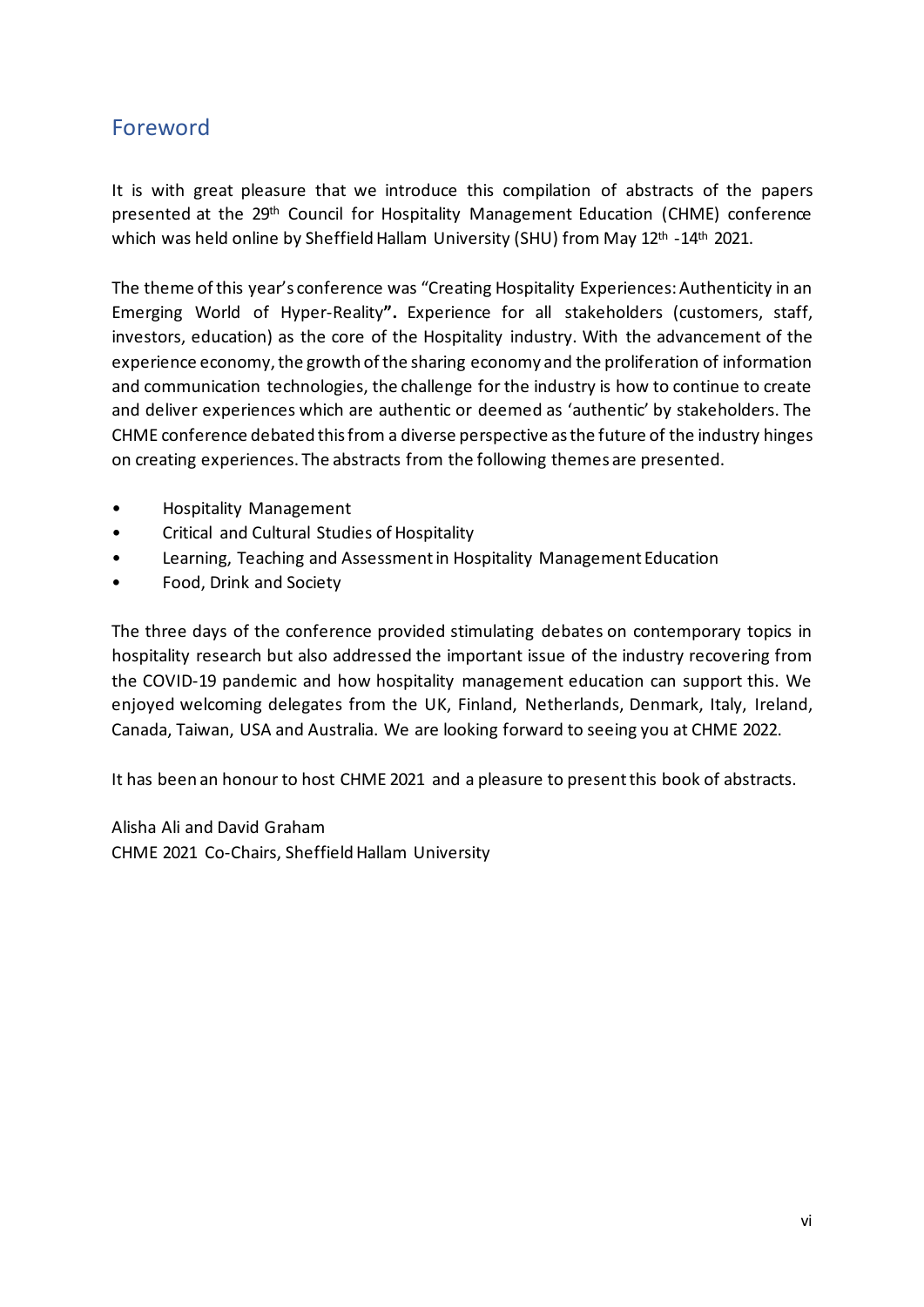## Foreword

It is with great pleasure that we introduce this compilation of abstracts of the papers presented at the 29th Council for Hospitality Management Education (CHME) conference which was held online by Sheffield Hallam University (SHU) from May 12th -14th 2021.

The theme of this year's conference was "Creating Hospitality Experiences: Authenticity in an Emerging World of Hyper-Reality**".** Experience for all stakeholders (customers, staff, investors, education) as the core of the Hospitality industry. With the advancement of the experience economy, the growth of the sharing economy and the proliferation of information and communication technologies, the challenge for the industry is how to continue to create and deliver experiences which are authentic or deemed as 'authentic' by stakeholders. The CHME conference debated this from a diverse perspective as the future of the industry hinges on creating experiences. The abstracts from the following themes are presented.

- Hospitality Management
- Critical and Cultural Studies of Hospitality
- Learning, Teaching and Assessment in Hospitality Management Education
- Food, Drink and Society

The three days of the conference provided stimulating debates on contemporary topics in hospitality research but also addressed the important issue of the industry recovering from the COVID-19 pandemic and how hospitality management education can support this. We enjoyed welcoming delegates from the UK, Finland, Netherlands, Denmark, Italy, Ireland, Canada, Taiwan, USA and Australia. We are looking forward to seeing you at CHME 2022.

It has been an honour to host CHME 2021 and a pleasure to present this book of abstracts.

Alisha Ali and David Graham
CHME 2021 Co-Chairs, Sheffield Hallam University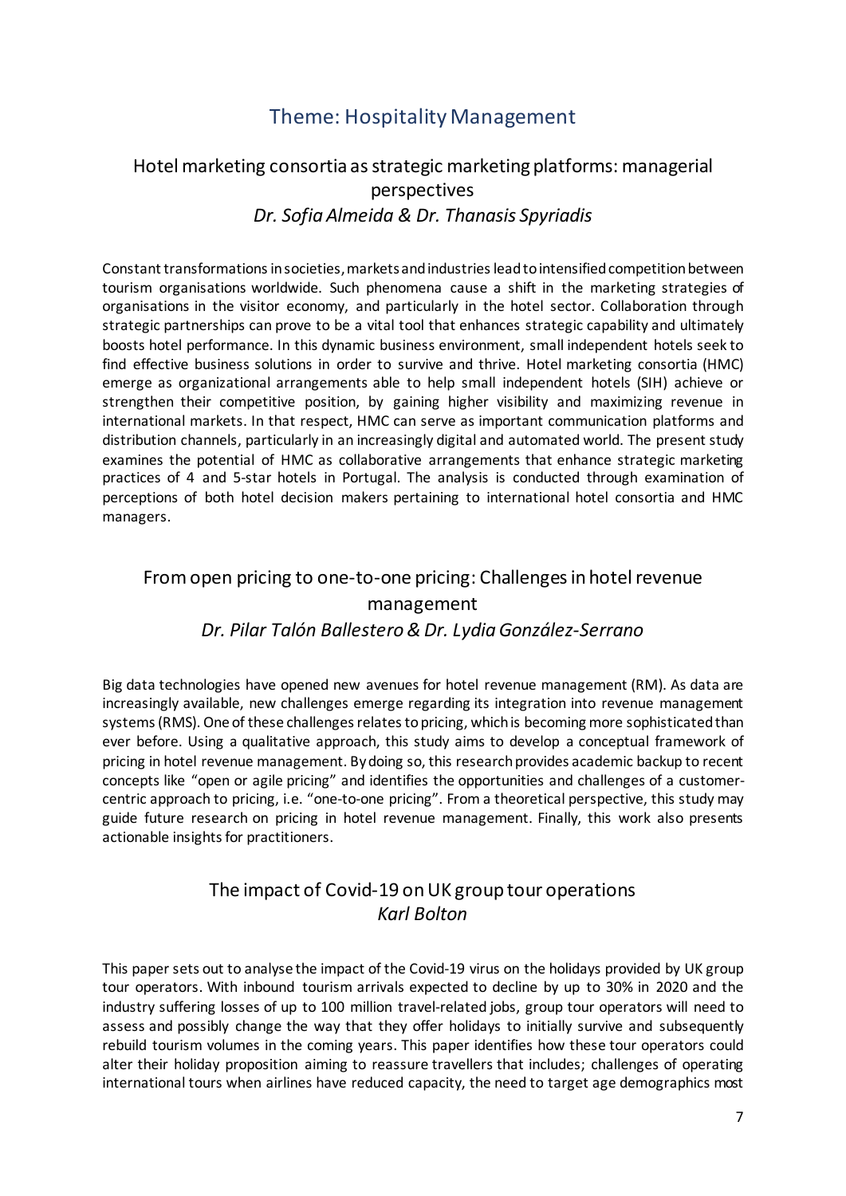## Theme: Hospitality Management

### Hotel marketing consortia as strategic marketing platforms: managerial perspectives

*Dr. Sofia Almeida & Dr. Thanasis Spyriadis*

Constant transformations in societies, markets and industries lead to intensified competition between tourism organisations worldwide. Such phenomena cause a shift in the marketing strategies of organisations in the visitor economy, and particularly in the hotel sector. Collaboration through strategic partnerships can prove to be a vital tool that enhances strategic capability and ultimately boosts hotel performance. In this dynamic business environment, small independent hotels seek to find effective business solutions in order to survive and thrive. Hotel marketing consortia (HMC) emerge as organizational arrangements able to help small independent hotels (SIH) achieve or strengthen their competitive position, by gaining higher visibility and maximizing revenue in international markets. In that respect, HMC can serve as important communication platforms and distribution channels, particularly in an increasingly digital and automated world. The present study examines the potential of HMC as collaborative arrangements that enhance strategic marketing practices of 4 and 5-star hotels in Portugal. The analysis is conducted through examination of perceptions of both hotel decision makers pertaining to international hotel consortia and HMC managers.

### From open pricing to one-to-one pricing: Challenges in hotel revenue management

*Dr. Pilar Talón Ballestero & Dr. Lydia González-Serrano*

Big data technologies have opened new avenues for hotel revenue management (RM). As data are increasingly available, new challenges emerge regarding its integration into revenue management systems (RMS). One of these challenges relates to pricing, which is becoming more sophisticated than ever before. Using a qualitative approach, this study aims to develop a conceptual framework of pricing in hotel revenue management. By doing so, this research provides academic backup to recent concepts like "open or agile pricing" and identifies the opportunities and challenges of a customer-centric approach to pricing, i.e. "one-to-one pricing". From a theoretical perspective, this study may guide future research on pricing in hotel revenue management. Finally, this work also presents actionable insights for practitioners.

### The impact of Covid-19 on UK group tour operations

*Karl Bolton*

This paper sets out to analyse the impact of the Covid-19 virus on the holidays provided by UK group tour operators. With inbound tourism arrivals expected to decline by up to 30% in 2020 and the industry suffering losses of up to 100 million travel-related jobs, group tour operators will need to assess and possibly change the way that they offer holidays to initially survive and subsequently rebuild tourism volumes in the coming years. This paper identifies how these tour operators could alter their holiday proposition aiming to reassure travellers that includes; challenges of operating international tours when airlines have reduced capacity, the need to target age demographics most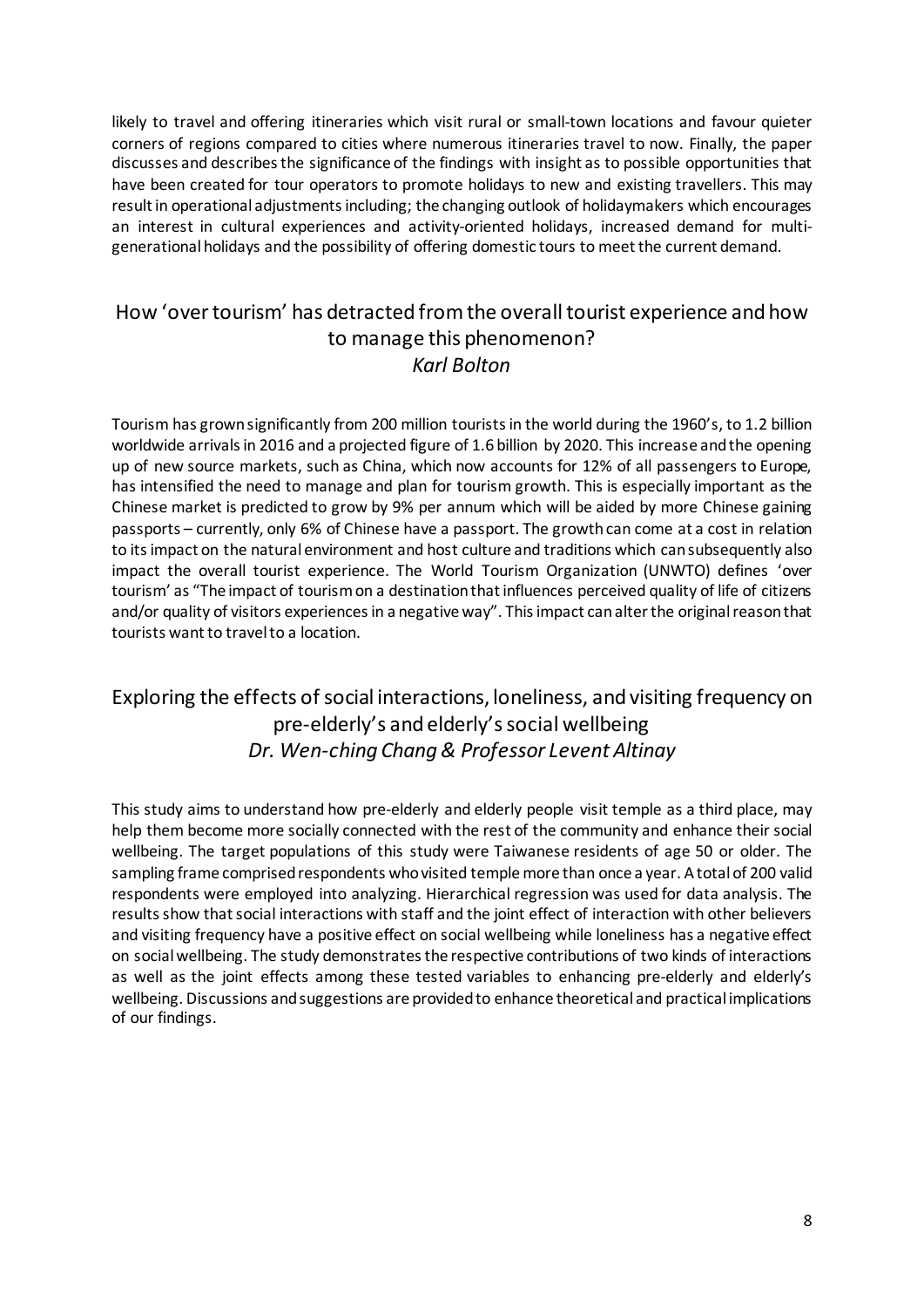likely to travel and offering itineraries which visit rural or small-town locations and favour quieter corners of regions compared to cities where numerous itineraries travel to now. Finally, the paper discusses and describes the significance of the findings with insight as to possible opportunities that have been created for tour operators to promote holidays to new and existing travellers. This may result in operational adjustments including; the changing outlook of holidaymakers which encourages an interest in cultural experiences and activity-oriented holidays, increased demand for multi-generational holidays and the possibility of offering domestic tours to meet the current demand.

## How 'over tourism' has detracted from the overall tourist experience and how to manage this phenomenon?

*Karl Bolton*

Tourism has grown significantly from 200 million tourists in the world during the 1960's, to 1.2 billion worldwide arrivals in 2016 and a projected figure of 1.6 billion by 2020. This increase and the opening up of new source markets, such as China, which now accounts for 12% of all passengers to Europe, has intensified the need to manage and plan for tourism growth. This is especially important as the Chinese market is predicted to grow by 9% per annum which will be aided by more Chinese gaining passports – currently, only 6% of Chinese have a passport. The growth can come at a cost in relation to its impact on the natural environment and host culture and traditions which can subsequently also impact the overall tourist experience. The World Tourism Organization (UNWTO) defines 'over tourism' as "The impact of tourism on a destination that influences perceived quality of life of citizens and/or quality of visitors experiences in a negative way". This impact can alter the original reason that tourists want to travel to a location.

## Exploring the effects of social interactions, loneliness, and visiting frequency on pre-elderly's and elderly's social wellbeing

*Dr. Wen-ching Chang & Professor Levent Altinay*

This study aims to understand how pre-elderly and elderly people visit temple as a third place, may help them become more socially connected with the rest of the community and enhance their social wellbeing. The target populations of this study were Taiwanese residents of age 50 or older. The sampling frame comprised respondents who visited temple more than once a year. A total of 200 valid respondents were employed into analyzing. Hierarchical regression was used for data analysis. The results show that social interactions with staff and the joint effect of interaction with other believers and visiting frequency have a positive effect on social wellbeing while loneliness has a negative effect on social wellbeing. The study demonstrates the respective contributions of two kinds of interactions as well as the joint effects among these tested variables to enhancing pre-elderly and elderly's wellbeing. Discussions and suggestions are provided to enhance theoretical and practical implications of our findings.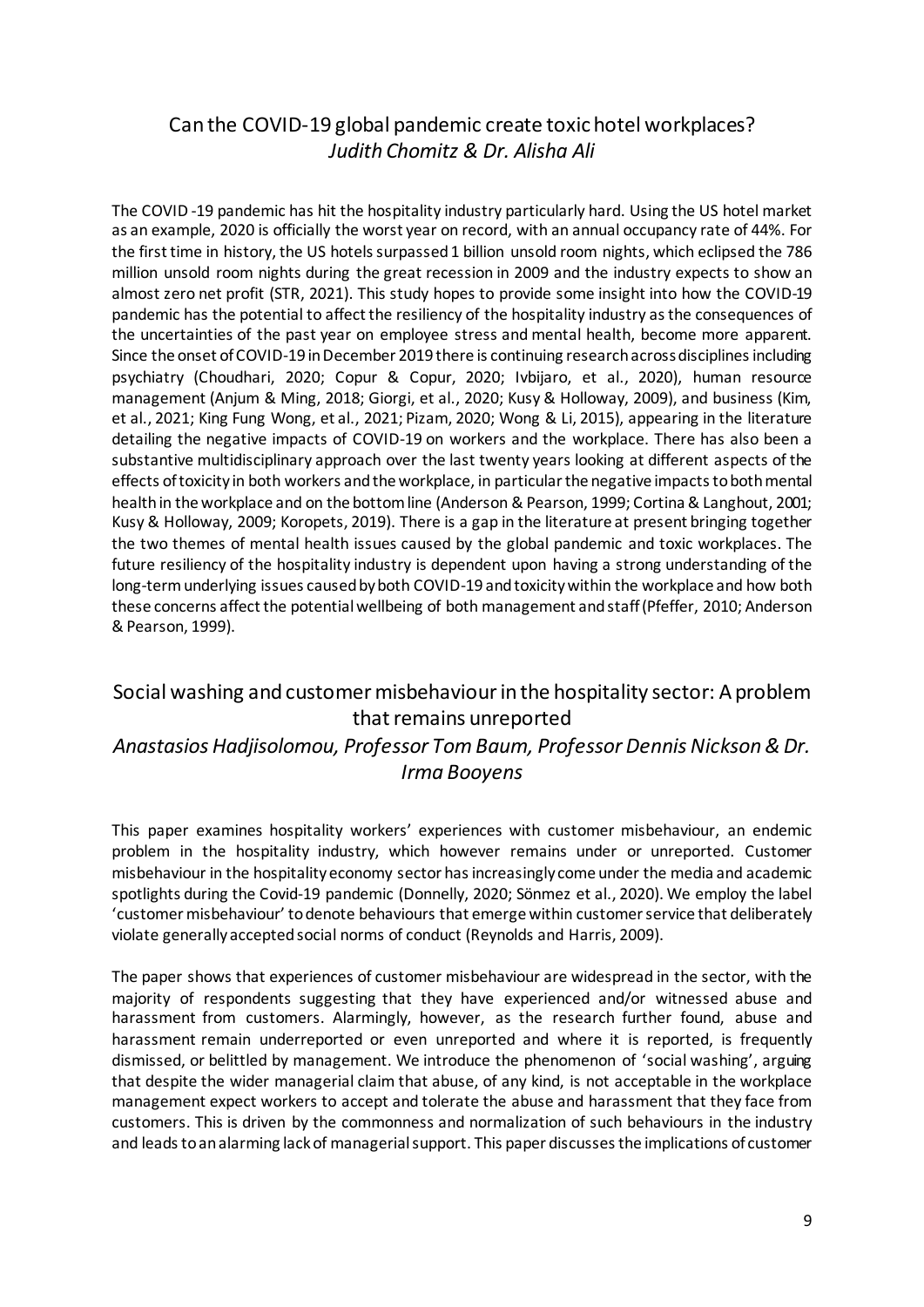## Can the COVID-19 global pandemic create toxic hotel workplaces?

*Judith Chomitz & Dr. Alisha Ali*

The COVID -19 pandemic has hit the hospitality industry particularly hard. Using the US hotel market as an example, 2020 is officially the worst year on record, with an annual occupancy rate of 44%. For the first time in history, the US hotels surpassed 1 billion unsold room nights, which eclipsed the 786 million unsold room nights during the great recession in 2009 and the industry expects to show an almost zero net profit (STR, 2021). This study hopes to provide some insight into how the COVID-19 pandemic has the potential to affect the resiliency of the hospitality industry as the consequences of the uncertainties of the past year on employee stress and mental health, become more apparent. Since the onset of COVID-19 in December 2019 there is continuing research across disciplines including psychiatry (Choudhari, 2020; Copur & Copur, 2020; Ivbijaro, et al., 2020), human resource management (Anjum & Ming, 2018; Giorgi, et al., 2020; Kusy & Holloway, 2009), and business (Kim, et al., 2021; King Fung Wong, et al., 2021; Pizam, 2020; Wong & Li, 2015), appearing in the literature detailing the negative impacts of COVID-19 on workers and the workplace. There has also been a substantive multidisciplinary approach over the last twenty years looking at different aspects of the effects of toxicity in both workers and the workplace, in particular the negative impacts to both mental health in the workplace and on the bottom line (Anderson & Pearson, 1999; Cortina & Langhout, 2001; Kusy & Holloway, 2009; Koropets, 2019). There is a gap in the literature at present bringing together the two themes of mental health issues caused by the global pandemic and toxic workplaces. The future resiliency of the hospitality industry is dependent upon having a strong understanding of the long-term underlying issues caused by both COVID-19 and toxicity within the workplace and how both these concerns affect the potential wellbeing of both management and staff (Pfeffer, 2010; Anderson & Pearson, 1999).

## Social washing and customer misbehaviour in the hospitality sector: A problem that remains unreported

*Anastasios Hadjisolomou, Professor Tom Baum, Professor Dennis Nickson & Dr. Irma Booyens*

This paper examines hospitality workers' experiences with customer misbehaviour, an endemic problem in the hospitality industry, which however remains under or unreported. Customer misbehaviour in the hospitality economy sector has increasingly come under the media and academic spotlights during the Covid-19 pandemic (Donnelly, 2020; Sönmez et al., 2020). We employ the label 'customer misbehaviour' to denote behaviours that emerge within customer service that deliberately violate generally accepted social norms of conduct (Reynolds and Harris, 2009).

The paper shows that experiences of customer misbehaviour are widespread in the sector, with the majority of respondents suggesting that they have experienced and/or witnessed abuse and harassment from customers. Alarmingly, however, as the research further found, abuse and harassment remain underreported or even unreported and where it is reported, is frequently dismissed, or belittled by management. We introduce the phenomenon of 'social washing', arguing that despite the wider managerial claim that abuse, of any kind, is not acceptable in the workplace management expect workers to accept and tolerate the abuse and harassment that they face from customers. This is driven by the commonness and normalization of such behaviours in the industry and leads to an alarming lack of managerial support. This paper discusses the implications of customer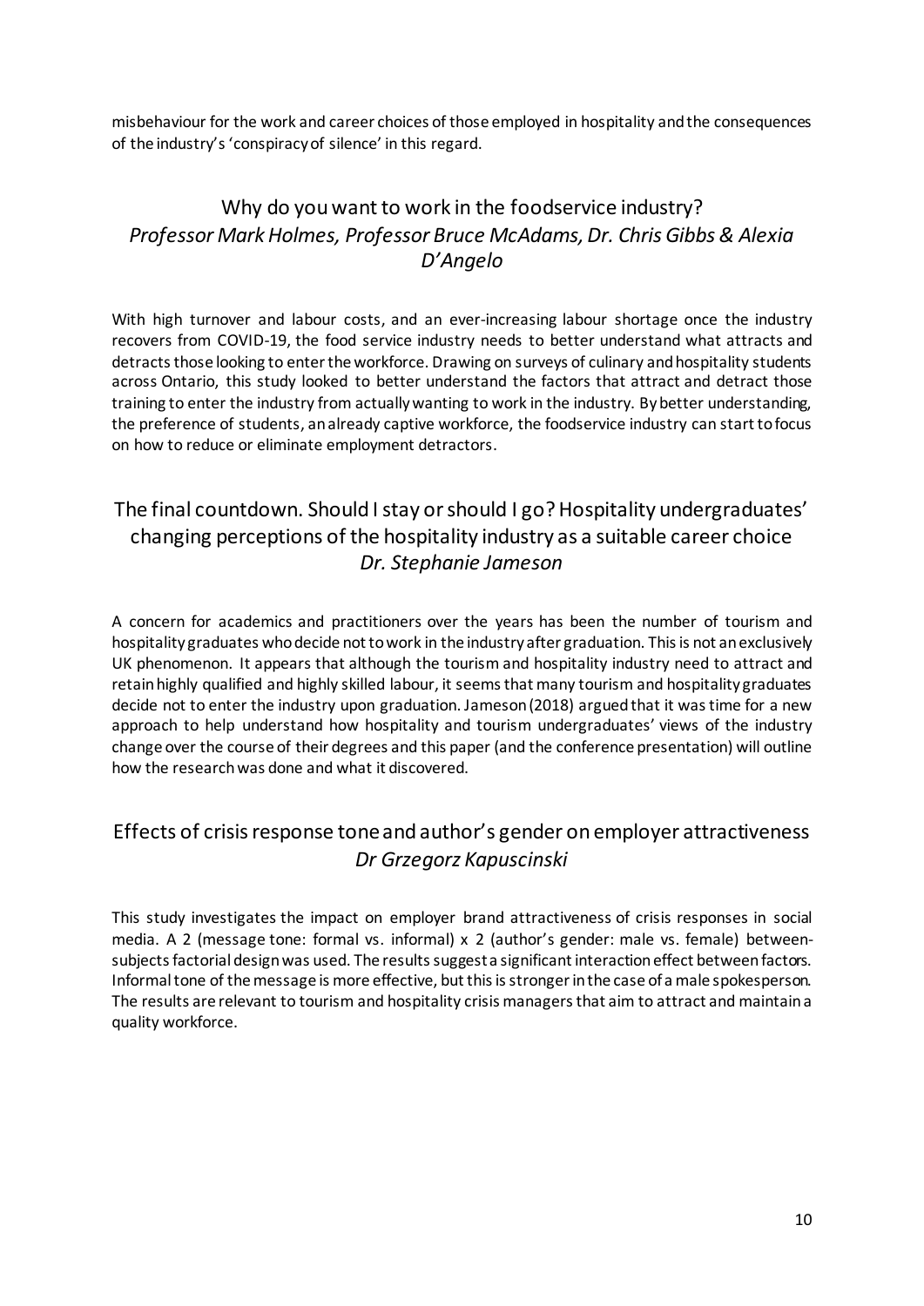misbehaviour for the work and career choices of those employed in hospitality and the consequences of the industry's 'conspiracy of silence' in this regard.

## Why do you want to work in the foodservice industry?
### *Professor Mark Holmes, Professor Bruce McAdams, Dr. Chris Gibbs & Alexia D'Angelo*

With high turnover and labour costs, and an ever-increasing labour shortage once the industry recovers from COVID-19, the food service industry needs to better understand what attracts and detracts those looking to enter the workforce. Drawing on surveys of culinary and hospitality students across Ontario, this study looked to better understand the factors that attract and detract those training to enter the industry from actually wanting to work in the industry. By better understanding, the preference of students, an already captive workforce, the foodservice industry can start to focus on how to reduce or eliminate employment detractors.

## The final countdown. Should I stay or should I go? Hospitality undergraduates' changing perceptions of the hospitality industry as a suitable career choice
### *Dr. Stephanie Jameson*

A concern for academics and practitioners over the years has been the number of tourism and hospitality graduates who decide not to work in the industry after graduation. This is not an exclusively UK phenomenon. It appears that although the tourism and hospitality industry need to attract and retain highly qualified and highly skilled labour, it seems that many tourism and hospitality graduates decide not to enter the industry upon graduation. Jameson (2018) argued that it was time for a new approach to help understand how hospitality and tourism undergraduates' views of the industry change over the course of their degrees and this paper (and the conference presentation) will outline how the research was done and what it discovered.

## Effects of crisis response tone and author's gender on employer attractiveness
### *Dr Grzegorz Kapuscinski*

This study investigates the impact on employer brand attractiveness of crisis responses in social media. A 2 (message tone: formal vs. informal) x 2 (author's gender: male vs. female) between-subjects factorial design was used. The results suggest a significant interaction effect between factors. Informal tone of the message is more effective, but this is stronger in the case of a male spokesperson. The results are relevant to tourism and hospitality crisis managers that aim to attract and maintain a quality workforce.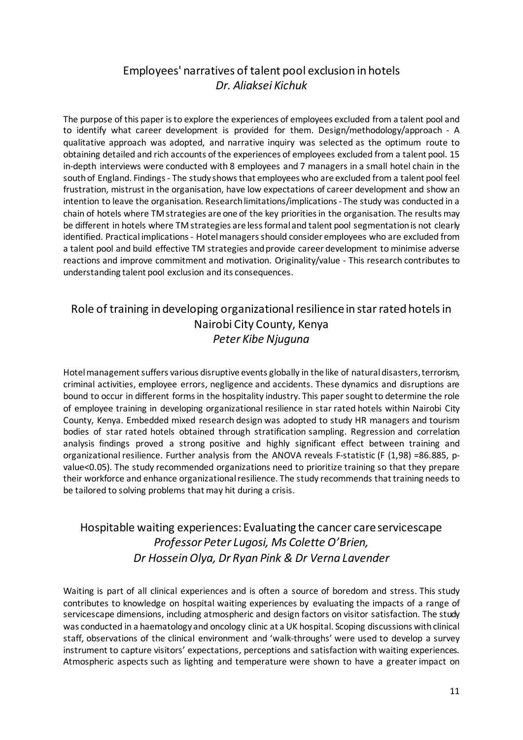## Employees' narratives of talent pool exclusion in hotels

*Dr. Aliaksei Kichuk*

The purpose of this paper is to explore the experiences of employees excluded from a talent pool and to identify what career development is provided for them. Design/methodology/approach - A qualitative approach was adopted, and narrative inquiry was selected as the optimum route to obtaining detailed and rich accounts of the experiences of employees excluded from a talent pool. 15 in-depth interviews were conducted with 8 employees and 7 managers in a small hotel chain in the south of England. Findings - The study shows that employees who are excluded from a talent pool feel frustration, mistrust in the organisation, have low expectations of career development and show an intention to leave the organisation. Research limitations/implications - The study was conducted in a chain of hotels where TM strategies are one of the key priorities in the organisation. The results may be different in hotels where TM strategies are less formal and talent pool segmentation is not clearly identified. Practical implications - Hotel managers should consider employees who are excluded from a talent pool and build effective TM strategies and provide career development to minimise adverse reactions and improve commitment and motivation. Originality/value - This research contributes to understanding talent pool exclusion and its consequences.

## Role of training in developing organizational resilience in star rated hotels in Nairobi City County, Kenya

*Peter Kibe Njuguna*

Hotel management suffers various disruptive events globally in the like of natural disasters, terrorism, criminal activities, employee errors, negligence and accidents. These dynamics and disruptions are bound to occur in different forms in the hospitality industry. This paper sought to determine the role of employee training in developing organizational resilience in star rated hotels within Nairobi City County, Kenya. Embedded mixed research design was adopted to study HR managers and tourism bodies of star rated hotels obtained through stratification sampling. Regression and correlation analysis findings proved a strong positive and highly significant effect between training and organizational resilience. Further analysis from the ANOVA reveals F-statistic ($F(1,98) = 86.885$, p-value$<0.05$). The study recommended organizations need to prioritize training so that they prepare their workforce and enhance organizational resilience. The study recommends that training needs to be tailored to solving problems that may hit during a crisis.

## Hospitable waiting experiences: Evaluating the cancer care servicescape

*Professor Peter Lugosi, Ms Colette O'Brien, Dr Hossein Olya, Dr Ryan Pink & Dr Verna Lavender*

Waiting is part of all clinical experiences and is often a source of boredom and stress. This study contributes to knowledge on hospital waiting experiences by evaluating the impacts of a range of servicescape dimensions, including atmospheric and design factors on visitor satisfaction. The study was conducted in a haematology and oncology clinic at a UK hospital. Scoping discussions with clinical staff, observations of the clinical environment and 'walk-throughs' were used to develop a survey instrument to capture visitors' expectations, perceptions and satisfaction with waiting experiences. Atmospheric aspects such as lighting and temperature were shown to have a greater impact on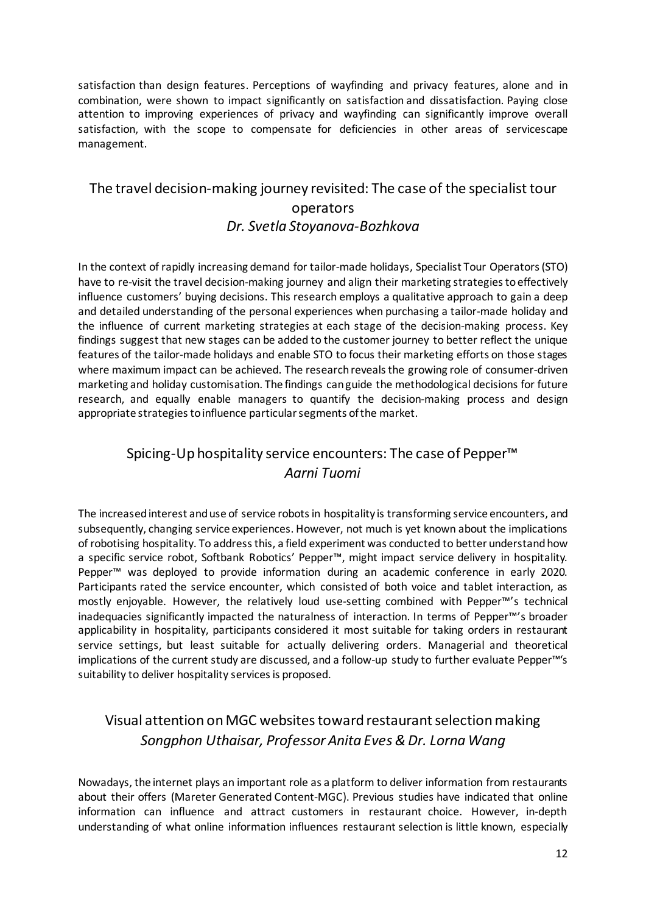satisfaction than design features. Perceptions of wayfinding and privacy features, alone and in combination, were shown to impact significantly on satisfaction and dissatisfaction. Paying close attention to improving experiences of privacy and wayfinding can significantly improve overall satisfaction, with the scope to compensate for deficiencies in other areas of servicescape management.

## The travel decision-making journey revisited: The case of the specialist tour operators

*Dr. Svetla Stoyanova-Bozhkova*

In the context of rapidly increasing demand for tailor-made holidays, Specialist Tour Operators (STO) have to re-visit the travel decision-making journey and align their marketing strategies to effectively influence customers' buying decisions. This research employs a qualitative approach to gain a deep and detailed understanding of the personal experiences when purchasing a tailor-made holiday and the influence of current marketing strategies at each stage of the decision-making process. Key findings suggest that new stages can be added to the customer journey to better reflect the unique features of the tailor-made holidays and enable STO to focus their marketing efforts on those stages where maximum impact can be achieved. The research reveals the growing role of consumer-driven marketing and holiday customisation. The findings can guide the methodological decisions for future research, and equally enable managers to quantify the decision-making process and design appropriate strategies to influence particular segments of the market.

## Spicing-Up hospitality service encounters: The case of Pepper™

*Aarni Tuomi*

The increased interest and use of service robots in hospitality is transforming service encounters, and subsequently, changing service experiences. However, not much is yet known about the implications of robotising hospitality. To address this, a field experiment was conducted to better understand how a specific service robot, Softbank Robotics' Pepper™, might impact service delivery in hospitality. Pepper™ was deployed to provide information during an academic conference in early 2020. Participants rated the service encounter, which consisted of both voice and tablet interaction, as mostly enjoyable. However, the relatively loud use-setting combined with Pepper™'s technical inadequacies significantly impacted the naturalness of interaction. In terms of Pepper™'s broader applicability in hospitality, participants considered it most suitable for taking orders in restaurant service settings, but least suitable for actually delivering orders. Managerial and theoretical implications of the current study are discussed, and a follow-up study to further evaluate Pepper™'s suitability to deliver hospitality services is proposed.

## Visual attention on MGC websites toward restaurant selection making

*Songphon Uthaisar, Professor Anita Eves & Dr. Lorna Wang*

Nowadays, the internet plays an important role as a platform to deliver information from restaurants about their offers (Mareter Generated Content-MGC). Previous studies have indicated that online information can influence and attract customers in restaurant choice. However, in-depth understanding of what online information influences restaurant selection is little known, especially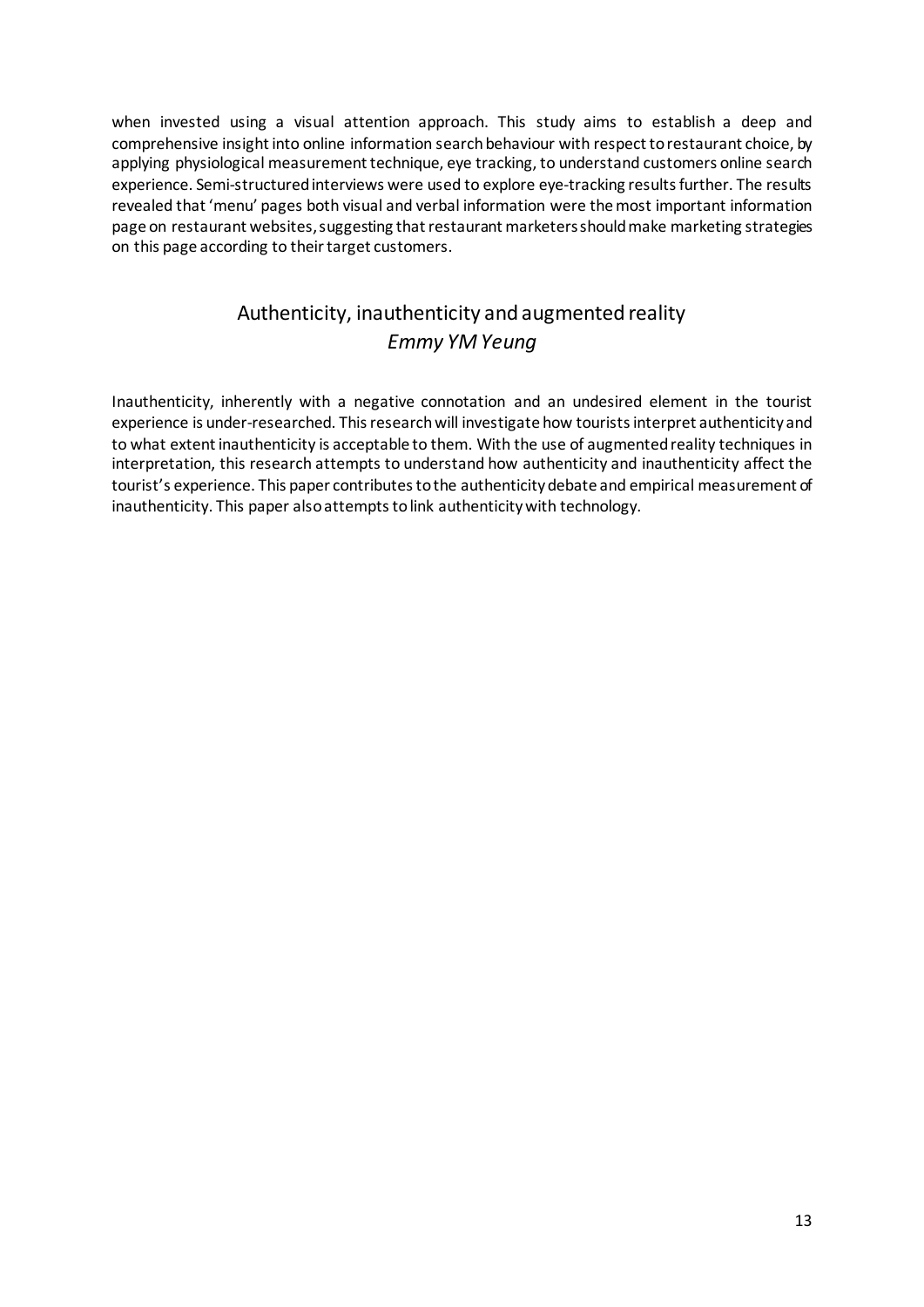when invested using a visual attention approach. This study aims to establish a deep and comprehensive insight into online information search behaviour with respect to restaurant choice, by applying physiological measurement technique, eye tracking, to understand customers online search experience. Semi-structured interviews were used to explore eye-tracking results further. The results revealed that 'menu' pages both visual and verbal information were the most important information page on restaurant websites, suggesting that restaurant marketers should make marketing strategies on this page according to their target customers.

## Authenticity, inauthenticity and augmented reality

*Emmy YM Yeung*

Inauthenticity, inherently with a negative connotation and an undesired element in the tourist experience is under-researched. This research will investigate how tourists interpret authenticity and to what extent inauthenticity is acceptable to them. With the use of augmented reality techniques in interpretation, this research attempts to understand how authenticity and inauthenticity affect the tourist's experience. This paper contributes to the authenticity debate and empirical measurement of inauthenticity. This paper also attempts to link authenticity with technology.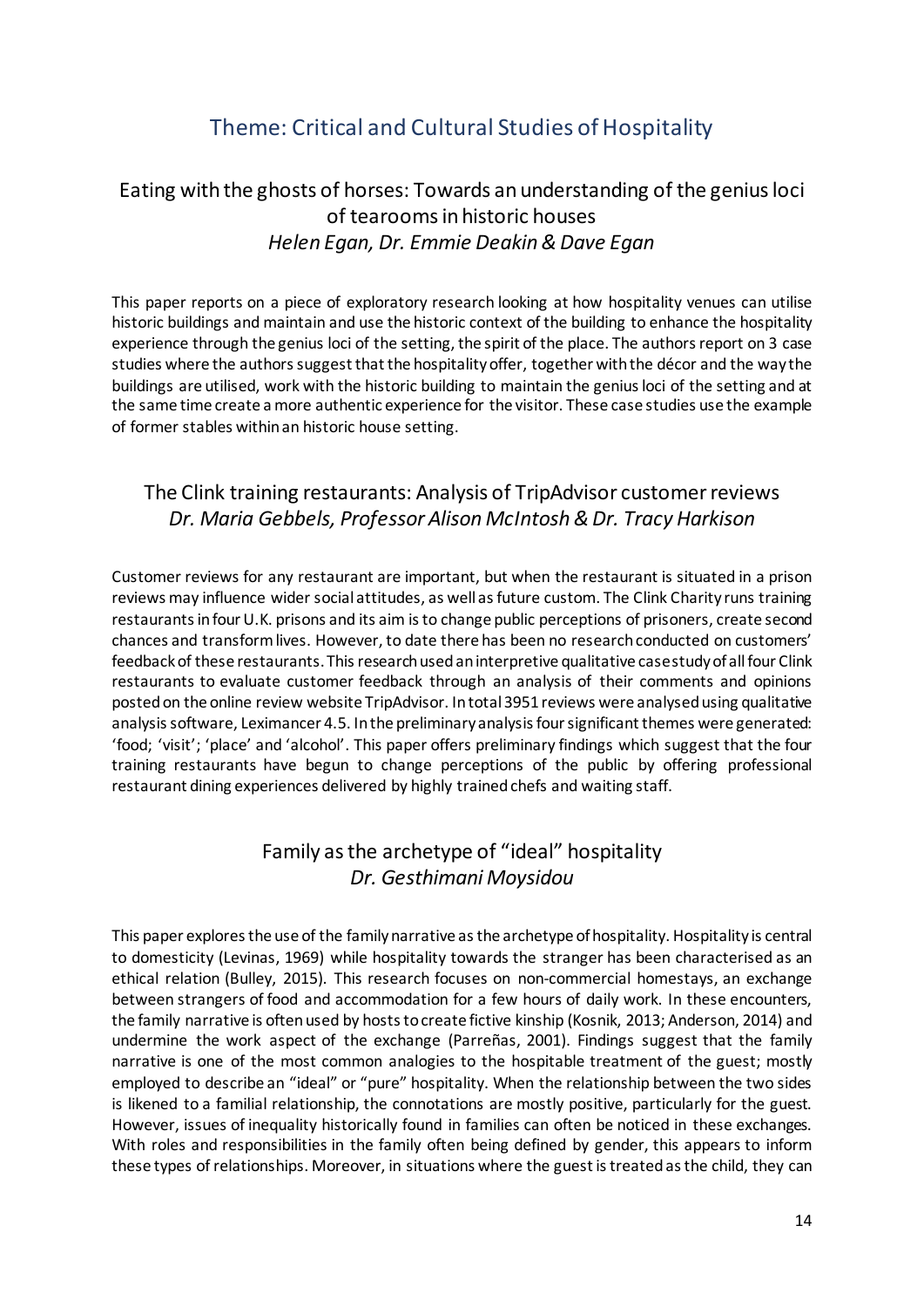# Theme: Critical and Cultural Studies of Hospitality

## Eating with the ghosts of horses: Towards an understanding of the genius loci of tearooms in historic houses

*Helen Egan, Dr. Emmie Deakin & Dave Egan*

This paper reports on a piece of exploratory research looking at how hospitality venues can utilise historic buildings and maintain and use the historic context of the building to enhance the hospitality experience through the genius loci of the setting, the spirit of the place. The authors report on 3 case studies where the authors suggest that the hospitality offer, together with the décor and the way the buildings are utilised, work with the historic building to maintain the genius loci of the setting and at the same time create a more authentic experience for the visitor. These case studies use the example of former stables within an historic house setting.

## The Clink training restaurants: Analysis of TripAdvisor customer reviews

*Dr. Maria Gebbels, Professor Alison McIntosh & Dr. Tracy Harkison*

Customer reviews for any restaurant are important, but when the restaurant is situated in a prison reviews may influence wider social attitudes, as well as future custom. The Clink Charity runs training restaurants in four U.K. prisons and its aim is to change public perceptions of prisoners, create second chances and transform lives. However, to date there has been no research conducted on customers' feedback of these restaurants. This research used an interpretive qualitative case study of all four Clink restaurants to evaluate customer feedback through an analysis of their comments and opinions posted on the online review website TripAdvisor. In total 3951 reviews were analysed using qualitative analysis software, Leximancer 4.5. In the preliminary analysis four significant themes were generated: 'food; 'visit'; 'place' and 'alcohol'. This paper offers preliminary findings which suggest that the four training restaurants have begun to change perceptions of the public by offering professional restaurant dining experiences delivered by highly trained chefs and waiting staff.

## Family as the archetype of "ideal" hospitality

*Dr. Gesthimani Moysidou*

This paper explores the use of the family narrative as the archetype of hospitality. Hospitality is central to domesticity (Levinas, 1969) while hospitality towards the stranger has been characterised as an ethical relation (Bulley, 2015). This research focuses on non-commercial homestays, an exchange between strangers of food and accommodation for a few hours of daily work. In these encounters, the family narrative is often used by hosts to create fictive kinship (Kosnik, 2013; Anderson, 2014) and undermine the work aspect of the exchange (Parreñas, 2001). Findings suggest that the family narrative is one of the most common analogies to the hospitable treatment of the guest; mostly employed to describe an "ideal" or "pure" hospitality. When the relationship between the two sides is likened to a familial relationship, the connotations are mostly positive, particularly for the guest. However, issues of inequality historically found in families can often be noticed in these exchanges. With roles and responsibilities in the family often being defined by gender, this appears to inform these types of relationships. Moreover, in situations where the guest is treated as the child, they can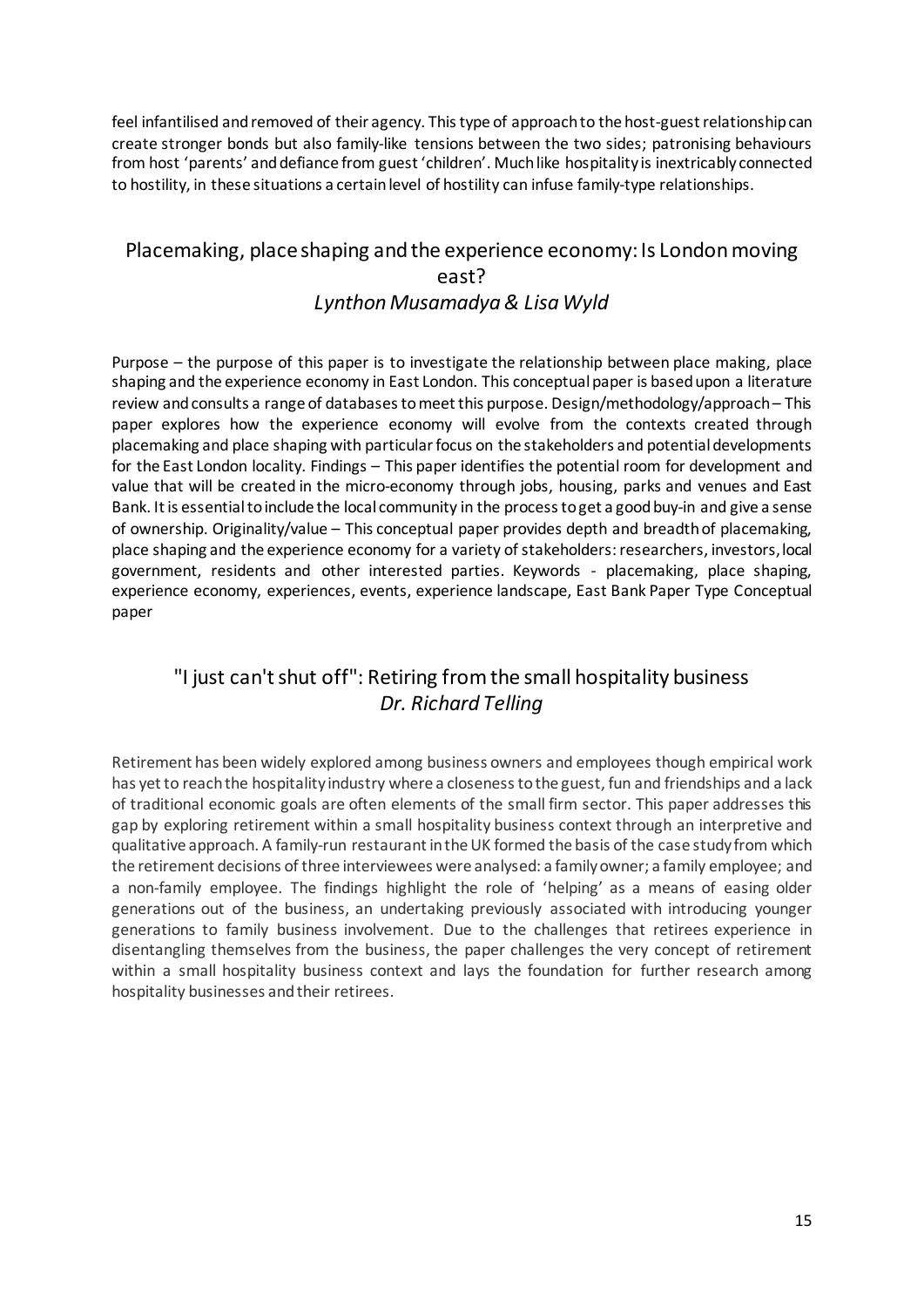feel infantilised and removed of their agency. This type of approach to the host-guest relationship can create stronger bonds but also family-like tensions between the two sides; patronising behaviours from host 'parents' and defiance from guest 'children'. Much like hospitality is inextricably connected to hostility, in these situations a certain level of hostility can infuse family-type relationships.

## Placemaking, place shaping and the experience economy: Is London moving east?

*Lynthon Musamadya & Lisa Wyld*

Purpose – the purpose of this paper is to investigate the relationship between place making, place shaping and the experience economy in East London. This conceptual paper is based upon a literature review and consults a range of databases to meet this purpose. Design/methodology/approach – This paper explores how the experience economy will evolve from the contexts created through placemaking and place shaping with particular focus on the stakeholders and potential developments for the East London locality. Findings – This paper identifies the potential room for development and value that will be created in the micro-economy through jobs, housing, parks and venues and East Bank. It is essential to include the local community in the process to get a good buy-in and give a sense of ownership. Originality/value – This conceptual paper provides depth and breadth of placemaking, place shaping and the experience economy for a variety of stakeholders: researchers, investors, local government, residents and other interested parties. Keywords - placemaking, place shaping, experience economy, experiences, events, experience landscape, East Bank Paper Type Conceptual paper

## "I just can't shut off": Retiring from the small hospitality business

*Dr. Richard Telling*

Retirement has been widely explored among business owners and employees though empirical work has yet to reach the hospitality industry where a closeness to the guest, fun and friendships and a lack of traditional economic goals are often elements of the small firm sector. This paper addresses this gap by exploring retirement within a small hospitality business context through an interpretive and qualitative approach. A family-run restaurant in the UK formed the basis of the case study from which the retirement decisions of three interviewees were analysed: a family owner; a family employee; and a non-family employee. The findings highlight the role of 'helping' as a means of easing older generations out of the business, an undertaking previously associated with introducing younger generations to family business involvement. Due to the challenges that retirees experience in disentangling themselves from the business, the paper challenges the very concept of retirement within a small hospitality business context and lays the foundation for further research among hospitality businesses and their retirees.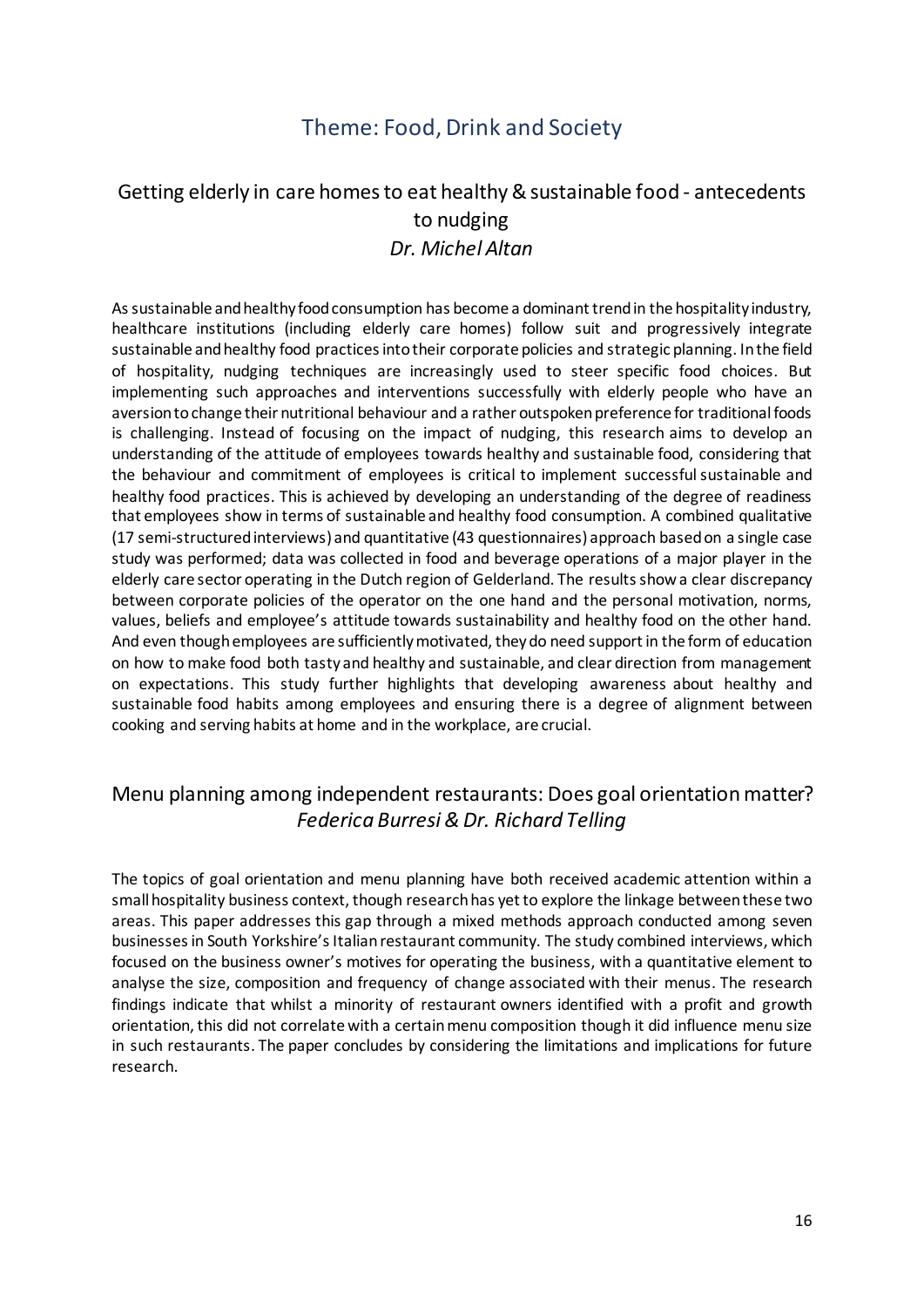## Theme: Food, Drink and Society

### Getting elderly in care homes to eat healthy & sustainable food - antecedents to nudging

*Dr. Michel Altan*

As sustainable and healthy food consumption has become a dominant trend in the hospitality industry, healthcare institutions (including elderly care homes) follow suit and progressively integrate sustainable and healthy food practices into their corporate policies and strategic planning. In the field of hospitality, nudging techniques are increasingly used to steer specific food choices. But implementing such approaches and interventions successfully with elderly people who have an aversion to change their nutritional behaviour and a rather outspoken preference for traditional foods is challenging. Instead of focusing on the impact of nudging, this research aims to develop an understanding of the attitude of employees towards healthy and sustainable food, considering that the behaviour and commitment of employees is critical to implement successful sustainable and healthy food practices. This is achieved by developing an understanding of the degree of readiness that employees show in terms of sustainable and healthy food consumption. A combined qualitative (17 semi-structured interviews) and quantitative (43 questionnaires) approach based on a single case study was performed; data was collected in food and beverage operations of a major player in the elderly care sector operating in the Dutch region of Gelderland. The results show a clear discrepancy between corporate policies of the operator on the one hand and the personal motivation, norms, values, beliefs and employee's attitude towards sustainability and healthy food on the other hand. And even though employees are sufficiently motivated, they do need support in the form of education on how to make food both tasty and healthy and sustainable, and clear direction from management on expectations. This study further highlights that developing awareness about healthy and sustainable food habits among employees and ensuring there is a degree of alignment between cooking and serving habits at home and in the workplace, are crucial.

### Menu planning among independent restaurants: Does goal orientation matter?

*Federica Burresi & Dr. Richard Telling*

The topics of goal orientation and menu planning have both received academic attention within a small hospitality business context, though research has yet to explore the linkage between these two areas. This paper addresses this gap through a mixed methods approach conducted among seven businesses in South Yorkshire's Italian restaurant community. The study combined interviews, which focused on the business owner's motives for operating the business, with a quantitative element to analyse the size, composition and frequency of change associated with their menus. The research findings indicate that whilst a minority of restaurant owners identified with a profit and growth orientation, this did not correlate with a certain menu composition though it did influence menu size in such restaurants. The paper concludes by considering the limitations and implications for future research.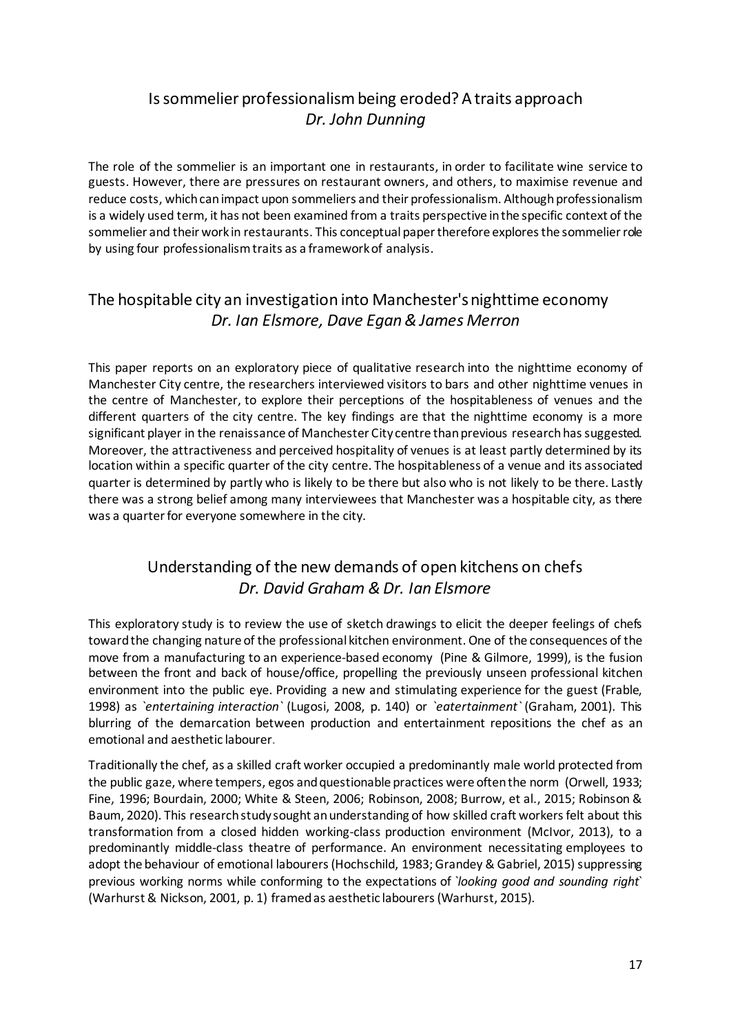## Is sommelier professionalism being eroded? A traits approach

*Dr. John Dunning*

The role of the sommelier is an important one in restaurants, in order to facilitate wine service to guests. However, there are pressures on restaurant owners, and others, to maximise revenue and reduce costs, which can impact upon sommeliers and their professionalism. Although professionalism is a widely used term, it has not been examined from a traits perspective in the specific context of the sommelier and their work in restaurants. This conceptual paper therefore explores the sommelier role by using four professionalism traits as a framework of analysis.

## The hospitable city an investigation into Manchester's nighttime economy

*Dr. Ian Elsmore, Dave Egan & James Merron*

This paper reports on an exploratory piece of qualitative research into the nighttime economy of Manchester City centre, the researchers interviewed visitors to bars and other nighttime venues in the centre of Manchester, to explore their perceptions of the hospitableness of venues and the different quarters of the city centre. The key findings are that the nighttime economy is a more significant player in the renaissance of Manchester City centre than previous research has suggested. Moreover, the attractiveness and perceived hospitality of venues is at least partly determined by its location within a specific quarter of the city centre. The hospitableness of a venue and its associated quarter is determined by partly who is likely to be there but also who is not likely to be there. Lastly there was a strong belief among many interviewees that Manchester was a hospitable city, as there was a quarter for everyone somewhere in the city.

## Understanding of the new demands of open kitchens on chefs

*Dr. David Graham & Dr. Ian Elsmore*

This exploratory study is to review the use of sketch drawings to elicit the deeper feelings of chefs toward the changing nature of the professional kitchen environment. One of the consequences of the move from a manufacturing to an experience-based economy (Pine & Gilmore, 1999), is the fusion between the front and back of house/office, propelling the previously unseen professional kitchen environment into the public eye. Providing a new and stimulating experience for the guest (Frable, 1998) as *`entertaining interaction`* (Lugosi, 2008, p. 140) or *`eatertainment`* (Graham, 2001). This blurring of the demarcation between production and entertainment repositions the chef as an emotional and aesthetic labourer.

Traditionally the chef, as a skilled craft worker occupied a predominantly male world protected from the public gaze, where tempers, egos and questionable practices were often the norm (Orwell, 1933; Fine, 1996; Bourdain, 2000; White & Steen, 2006; Robinson, 2008; Burrow, et al., 2015; Robinson & Baum, 2020). This research study sought an understanding of how skilled craft workers felt about this transformation from a closed hidden working-class production environment (McIvor, 2013), to a predominantly middle-class theatre of performance. An environment necessitating employees to adopt the behaviour of emotional labourers (Hochschild, 1983; Grandey & Gabriel, 2015) suppressing previous working norms while conforming to the expectations of *`looking good and sounding right`* (Warhurst & Nickson, 2001, p. 1) framed as aesthetic labourers (Warhurst, 2015).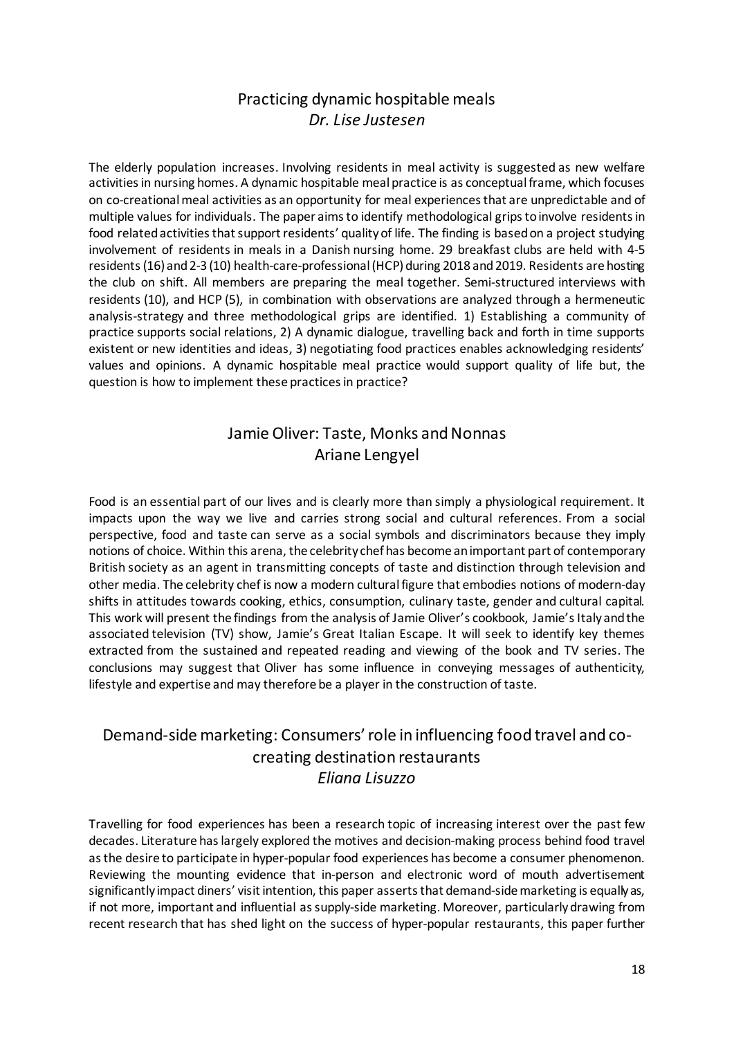## Practicing dynamic hospitable meals

*Dr. Lise Justesen*

The elderly population increases. Involving residents in meal activity is suggested as new welfare activities in nursing homes. A dynamic hospitable meal practice is as conceptual frame, which focuses on co-creational meal activities as an opportunity for meal experiences that are unpredictable and of multiple values for individuals. The paper aims to identify methodological grips to involve residents in food related activities that support residents' quality of life. The finding is based on a project studying involvement of residents in meals in a Danish nursing home. 29 breakfast clubs are held with 4-5 residents (16) and 2-3 (10) health-care-professional (HCP) during 2018 and 2019. Residents are hosting the club on shift. All members are preparing the meal together. Semi-structured interviews with residents (10), and HCP (5), in combination with observations are analyzed through a hermeneutic analysis-strategy and three methodological grips are identified. 1) Establishing a community of practice supports social relations, 2) A dynamic dialogue, travelling back and forth in time supports existent or new identities and ideas, 3) negotiating food practices enables acknowledging residents' values and opinions. A dynamic hospitable meal practice would support quality of life but, the question is how to implement these practices in practice?

## Jamie Oliver: Taste, Monks and Nonnas

Ariane Lengyel

Food is an essential part of our lives and is clearly more than simply a physiological requirement. It impacts upon the way we live and carries strong social and cultural references. From a social perspective, food and taste can serve as a social symbols and discriminators because they imply notions of choice. Within this arena, the celebrity chef has become an important part of contemporary British society as an agent in transmitting concepts of taste and distinction through television and other media. The celebrity chef is now a modern cultural figure that embodies notions of modern-day shifts in attitudes towards cooking, ethics, consumption, culinary taste, gender and cultural capital. This work will present the findings from the analysis of Jamie Oliver's cookbook, Jamie's Italy and the associated television (TV) show, Jamie's Great Italian Escape. It will seek to identify key themes extracted from the sustained and repeated reading and viewing of the book and TV series. The conclusions may suggest that Oliver has some influence in conveying messages of authenticity, lifestyle and expertise and may therefore be a player in the construction of taste.

## Demand-side marketing: Consumers' role in influencing food travel and co-creating destination restaurants

*Eliana Lisuzzo*

Travelling for food experiences has been a research topic of increasing interest over the past few decades. Literature has largely explored the motives and decision-making process behind food travel as the desire to participate in hyper-popular food experiences has become a consumer phenomenon. Reviewing the mounting evidence that in-person and electronic word of mouth advertisement significantly impact diners' visit intention, this paper asserts that demand-side marketing is equally as, if not more, important and influential as supply-side marketing. Moreover, particularly drawing from recent research that has shed light on the success of hyper-popular restaurants, this paper further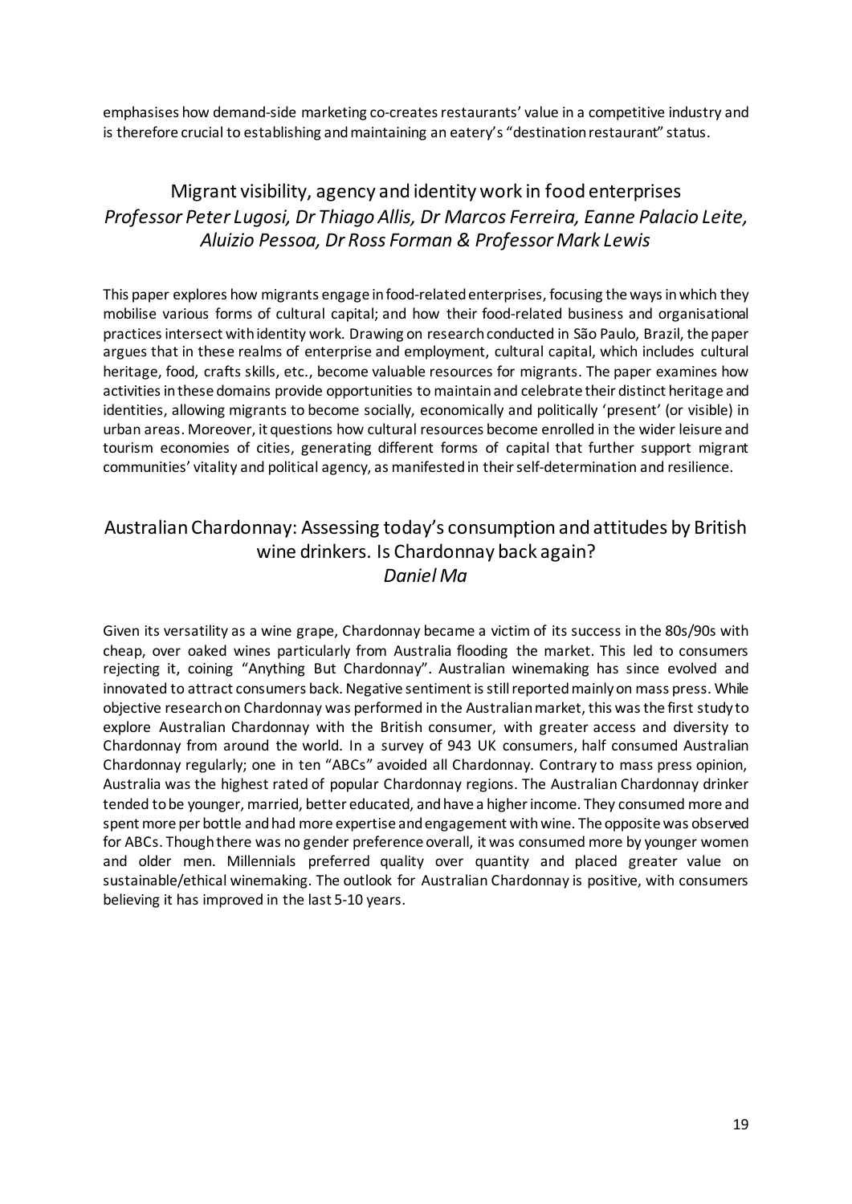emphasises how demand-side marketing co-creates restaurants' value in a competitive industry and is therefore crucial to establishing and maintaining an eatery's "destination restaurant" status.

## Migrant visibility, agency and identity work in food enterprises
*Professor Peter Lugosi, Dr Thiago Allis, Dr Marcos Ferreira, Eanne Palacio Leite, Aluizio Pessoa, Dr Ross Forman & Professor Mark Lewis*

This paper explores how migrants engage in food-related enterprises, focusing the ways in which they mobilise various forms of cultural capital; and how their food-related business and organisational practices intersect with identity work. Drawing on research conducted in São Paulo, Brazil, the paper argues that in these realms of enterprise and employment, cultural capital, which includes cultural heritage, food, crafts skills, etc., become valuable resources for migrants. The paper examines how activities in these domains provide opportunities to maintain and celebrate their distinct heritage and identities, allowing migrants to become socially, economically and politically 'present' (or visible) in urban areas. Moreover, it questions how cultural resources become enrolled in the wider leisure and tourism economies of cities, generating different forms of capital that further support migrant communities' vitality and political agency, as manifested in their self-determination and resilience.

## Australian Chardonnay: Assessing today's consumption and attitudes by British wine drinkers. Is Chardonnay back again?
*Daniel Ma*

Given its versatility as a wine grape, Chardonnay became a victim of its success in the 80s/90s with cheap, over oaked wines particularly from Australia flooding the market. This led to consumers rejecting it, coining "Anything But Chardonnay". Australian winemaking has since evolved and innovated to attract consumers back. Negative sentiment is still reported mainly on mass press. While objective research on Chardonnay was performed in the Australian market, this was the first study to explore Australian Chardonnay with the British consumer, with greater access and diversity to Chardonnay from around the world. In a survey of 943 UK consumers, half consumed Australian Chardonnay regularly; one in ten "ABCs" avoided all Chardonnay. Contrary to mass press opinion, Australia was the highest rated of popular Chardonnay regions. The Australian Chardonnay drinker tended to be younger, married, better educated, and have a higher income. They consumed more and spent more per bottle and had more expertise and engagement with wine. The opposite was observed for ABCs. Though there was no gender preference overall, it was consumed more by younger women and older men. Millennials preferred quality over quantity and placed greater value on sustainable/ethical winemaking. The outlook for Australian Chardonnay is positive, with consumers believing it has improved in the last 5-10 years.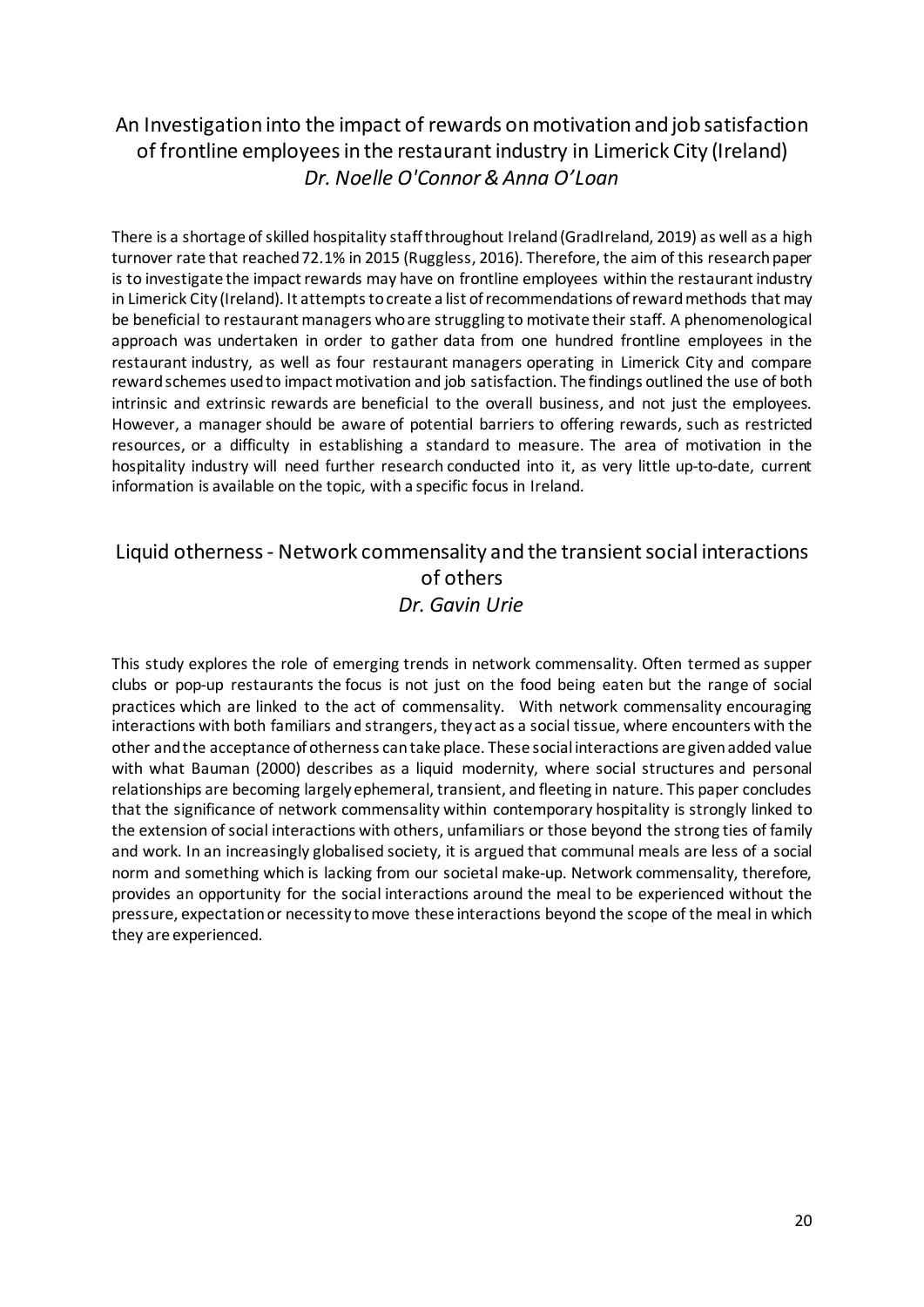## An Investigation into the impact of rewards on motivation and job satisfaction of frontline employees in the restaurant industry in Limerick City (Ireland)

*Dr. Noelle O'Connor & Anna O'Loan*

There is a shortage of skilled hospitality staff throughout Ireland (GradIreland, 2019) as well as a high turnover rate that reached 72.1% in 2015 (Ruggless, 2016). Therefore, the aim of this research paper is to investigate the impact rewards may have on frontline employees within the restaurant industry in Limerick City (Ireland). It attempts to create a list of recommendations of reward methods that may be beneficial to restaurant managers who are struggling to motivate their staff. A phenomenological approach was undertaken in order to gather data from one hundred frontline employees in the restaurant industry, as well as four restaurant managers operating in Limerick City and compare reward schemes used to impact motivation and job satisfaction. The findings outlined the use of both intrinsic and extrinsic rewards are beneficial to the overall business, and not just the employees. However, a manager should be aware of potential barriers to offering rewards, such as restricted resources, or a difficulty in establishing a standard to measure. The area of motivation in the hospitality industry will need further research conducted into it, as very little up-to-date, current information is available on the topic, with a specific focus in Ireland.

## Liquid otherness - Network commensality and the transient social interactions of others

*Dr. Gavin Urie*

This study explores the role of emerging trends in network commensality. Often termed as supper clubs or pop-up restaurants the focus is not just on the food being eaten but the range of social practices which are linked to the act of commensality. With network commensality encouraging interactions with both familiars and strangers, they act as a social tissue, where encounters with the other and the acceptance of otherness can take place. These social interactions are given added value with what Bauman (2000) describes as a liquid modernity, where social structures and personal relationships are becoming largely ephemeral, transient, and fleeting in nature. This paper concludes that the significance of network commensality within contemporary hospitality is strongly linked to the extension of social interactions with others, unfamiliars or those beyond the strong ties of family and work. In an increasingly globalised society, it is argued that communal meals are less of a social norm and something which is lacking from our societal make-up. Network commensality, therefore, provides an opportunity for the social interactions around the meal to be experienced without the pressure, expectation or necessity to move these interactions beyond the scope of the meal in which they are experienced.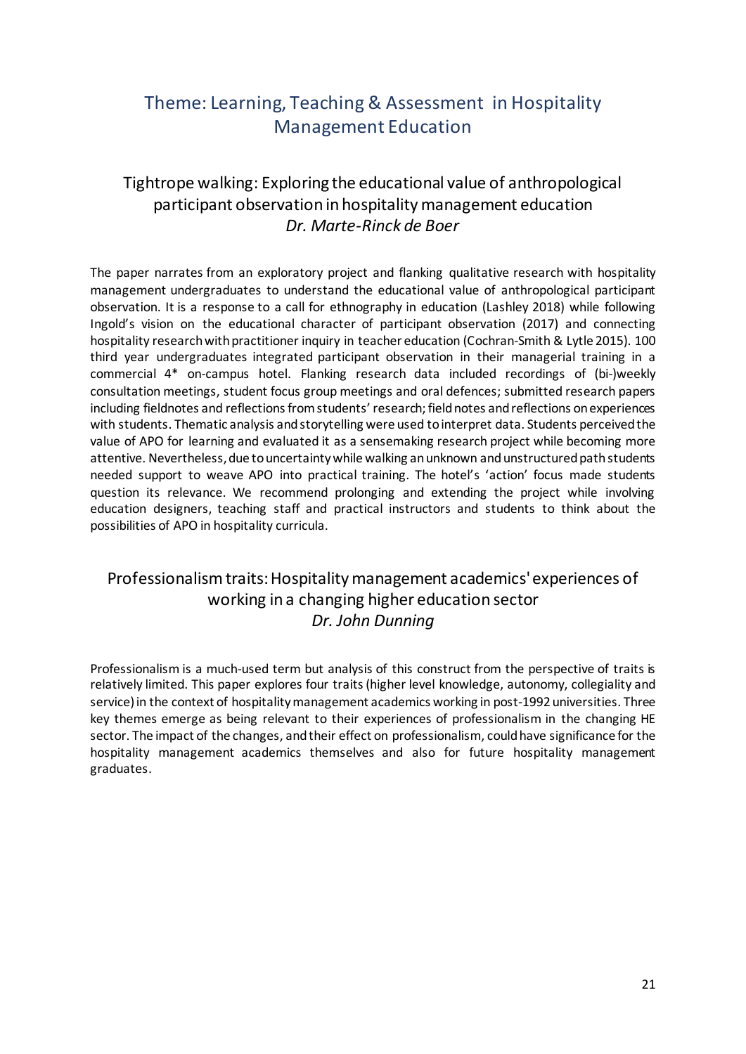## Theme: Learning, Teaching & Assessment in Hospitality Management Education

### Tightrope walking: Exploring the educational value of anthropological participant observation in hospitality management education

*Dr. Marte-Rinck de Boer*

The paper narrates from an exploratory project and flanking qualitative research with hospitality management undergraduates to understand the educational value of anthropological participant observation. It is a response to a call for ethnography in education (Lashley 2018) while following Ingold's vision on the educational character of participant observation (2017) and connecting hospitality research with practitioner inquiry in teacher education (Cochran-Smith & Lytle 2015). 100 third year undergraduates integrated participant observation in their managerial training in a commercial 4* on-campus hotel. Flanking research data included recordings of (bi-)weekly consultation meetings, student focus group meetings and oral defences; submitted research papers including fieldnotes and reflections from students' research; field notes and reflections on experiences with students. Thematic analysis and storytelling were used to interpret data. Students perceived the value of APO for learning and evaluated it as a sensemaking research project while becoming more attentive. Nevertheless, due to uncertainty while walking an unknown and unstructured path students needed support to weave APO into practical training. The hotel's 'action' focus made students question its relevance. We recommend prolonging and extending the project while involving education designers, teaching staff and practical instructors and students to think about the possibilities of APO in hospitality curricula.

### Professionalism traits: Hospitality management academics' experiences of working in a changing higher education sector

*Dr. John Dunning*

Professionalism is a much-used term but analysis of this construct from the perspective of traits is relatively limited. This paper explores four traits (higher level knowledge, autonomy, collegiality and service) in the context of hospitality management academics working in post-1992 universities. Three key themes emerge as being relevant to their experiences of professionalism in the changing HE sector. The impact of the changes, and their effect on professionalism, could have significance for the hospitality management academics themselves and also for future hospitality management graduates.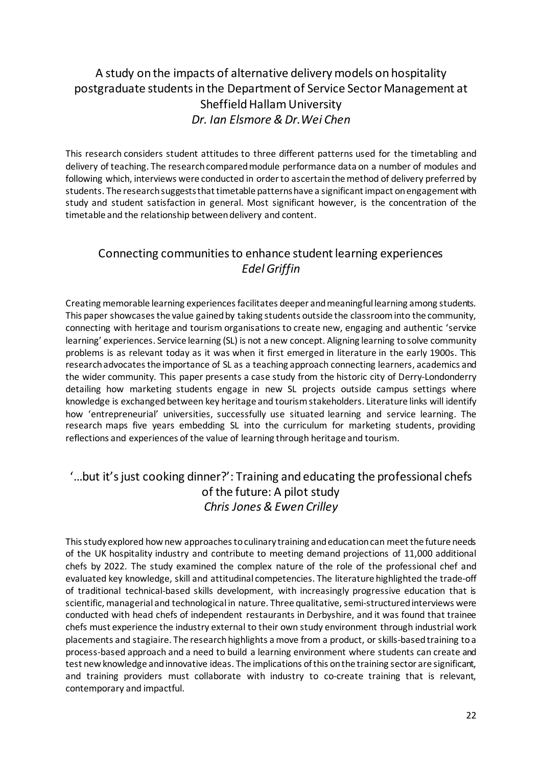## A study on the impacts of alternative delivery models on hospitality postgraduate students in the Department of Service Sector Management at Sheffield Hallam University

*Dr. Ian Elsmore & Dr.Wei Chen*

This research considers student attitudes to three different patterns used for the timetabling and delivery of teaching. The research compared module performance data on a number of modules and following which, interviews were conducted in order to ascertain the method of delivery preferred by students. The research suggests that timetable patterns have a significant impact on engagement with study and student satisfaction in general. Most significant however, is the concentration of the timetable and the relationship between delivery and content.

## Connecting communities to enhance student learning experiences

*Edel Griffin*

Creating memorable learning experiences facilitates deeper and meaningful learning among students. This paper showcases the value gained by taking students outside the classroom into the community, connecting with heritage and tourism organisations to create new, engaging and authentic 'service learning' experiences. Service learning (SL) is not a new concept. Aligning learning to solve community problems is as relevant today as it was when it first emerged in literature in the early 1900s. This research advocates the importance of SL as a teaching approach connecting learners, academics and the wider community. This paper presents a case study from the historic city of Derry-Londonderry detailing how marketing students engage in new SL projects outside campus settings where knowledge is exchanged between key heritage and tourism stakeholders. Literature links will identify how 'entrepreneurial' universities, successfully use situated learning and service learning. The research maps five years embedding SL into the curriculum for marketing students, providing reflections and experiences of the value of learning through heritage and tourism.

## '…but it's just cooking dinner?': Training and educating the professional chefs of the future: A pilot study

*Chris Jones & Ewen Crilley*

This study explored how new approaches to culinary training and education can meet the future needs of the UK hospitality industry and contribute to meeting demand projections of 11,000 additional chefs by 2022. The study examined the complex nature of the role of the professional chef and evaluated key knowledge, skill and attitudinal competencies. The literature highlighted the trade-off of traditional technical-based skills development, with increasingly progressive education that is scientific, managerial and technological in nature. Three qualitative, semi-structured interviews were conducted with head chefs of independent restaurants in Derbyshire, and it was found that trainee chefs must experience the industry external to their own study environment through industrial work placements and stagiaire. The research highlights a move from a product, or skills-based training to a process-based approach and a need to build a learning environment where students can create and test new knowledge and innovative ideas. The implications of this on the training sector are significant, and training providers must collaborate with industry to co-create training that is relevant, contemporary and impactful.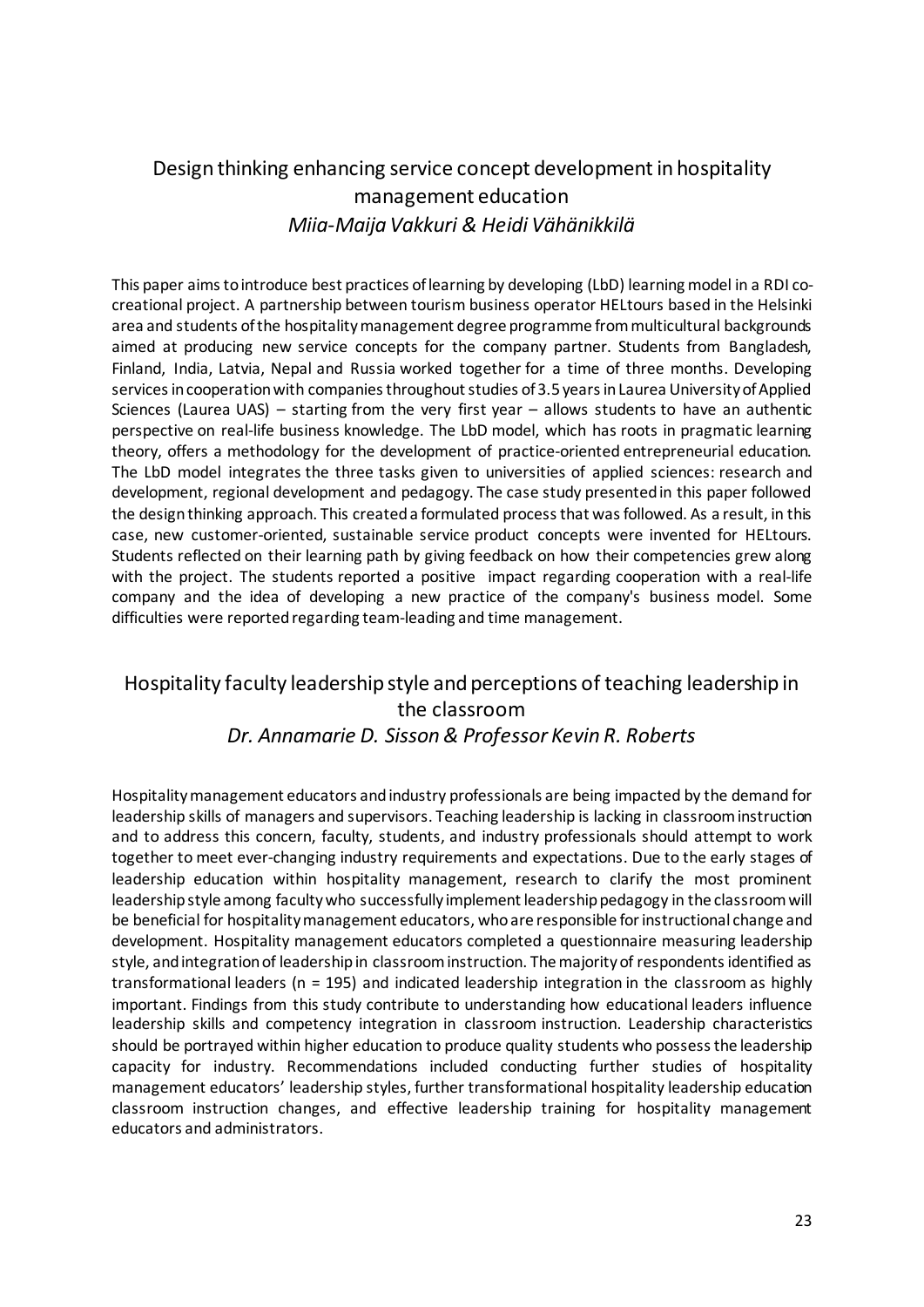## Design thinking enhancing service concept development in hospitality management education

*Miia-Maija Vakkuri & Heidi Vähänikkilä*

This paper aims to introduce best practices of learning by developing (LbD) learning model in a RDI co-creational project. A partnership between tourism business operator HELtours based in the Helsinki area and students of the hospitality management degree programme from multicultural backgrounds aimed at producing new service concepts for the company partner. Students from Bangladesh, Finland, India, Latvia, Nepal and Russia worked together for a time of three months. Developing services in cooperation with companies throughout studies of 3.5 years in Laurea University of Applied Sciences (Laurea UAS) – starting from the very first year – allows students to have an authentic perspective on real-life business knowledge. The LbD model, which has roots in pragmatic learning theory, offers a methodology for the development of practice-oriented entrepreneurial education. The LbD model integrates the three tasks given to universities of applied sciences: research and development, regional development and pedagogy. The case study presented in this paper followed the design thinking approach. This created a formulated process that was followed. As a result, in this case, new customer-oriented, sustainable service product concepts were invented for HELtours. Students reflected on their learning path by giving feedback on how their competencies grew along with the project. The students reported a positive impact regarding cooperation with a real-life company and the idea of developing a new practice of the company's business model. Some difficulties were reported regarding team-leading and time management.

## Hospitality faculty leadership style and perceptions of teaching leadership in the classroom

*Dr. Annamarie D. Sisson & Professor Kevin R. Roberts*

Hospitality management educators and industry professionals are being impacted by the demand for leadership skills of managers and supervisors. Teaching leadership is lacking in classroom instruction and to address this concern, faculty, students, and industry professionals should attempt to work together to meet ever-changing industry requirements and expectations. Due to the early stages of leadership education within hospitality management, research to clarify the most prominent leadership style among faculty who successfully implement leadership pedagogy in the classroom will be beneficial for hospitality management educators, who are responsible for instructional change and development. Hospitality management educators completed a questionnaire measuring leadership style, and integration of leadership in classroom instruction. The majority of respondents identified as transformational leaders ($n = 195$) and indicated leadership integration in the classroom as highly important. Findings from this study contribute to understanding how educational leaders influence leadership skills and competency integration in classroom instruction. Leadership characteristics should be portrayed within higher education to produce quality students who possess the leadership capacity for industry. Recommendations included conducting further studies of hospitality management educators' leadership styles, further transformational hospitality leadership education classroom instruction changes, and effective leadership training for hospitality management educators and administrators.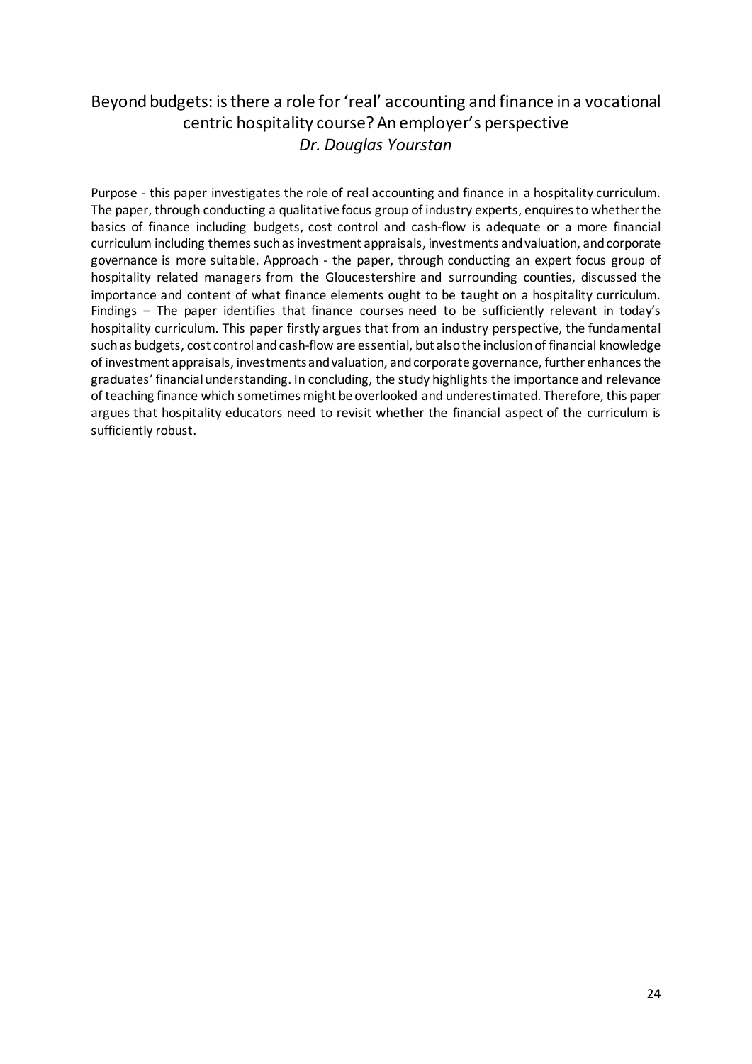## Beyond budgets: is there a role for 'real' accounting and finance in a vocational centric hospitality course? An employer's perspective

*Dr. Douglas Yourstan*

Purpose - this paper investigates the role of real accounting and finance in a hospitality curriculum. The paper, through conducting a qualitative focus group of industry experts, enquires to whether the basics of finance including budgets, cost control and cash-flow is adequate or a more financial curriculum including themes such as investment appraisals, investments and valuation, and corporate governance is more suitable. Approach - the paper, through conducting an expert focus group of hospitality related managers from the Gloucestershire and surrounding counties, discussed the importance and content of what finance elements ought to be taught on a hospitality curriculum. Findings – The paper identifies that finance courses need to be sufficiently relevant in today's hospitality curriculum. This paper firstly argues that from an industry perspective, the fundamental such as budgets, cost control and cash-flow are essential, but also the inclusion of financial knowledge of investment appraisals, investments and valuation, and corporate governance, further enhances the graduates' financial understanding. In concluding, the study highlights the importance and relevance of teaching finance which sometimes might be overlooked and underestimated. Therefore, this paper argues that hospitality educators need to revisit whether the financial aspect of the curriculum is sufficiently robust.